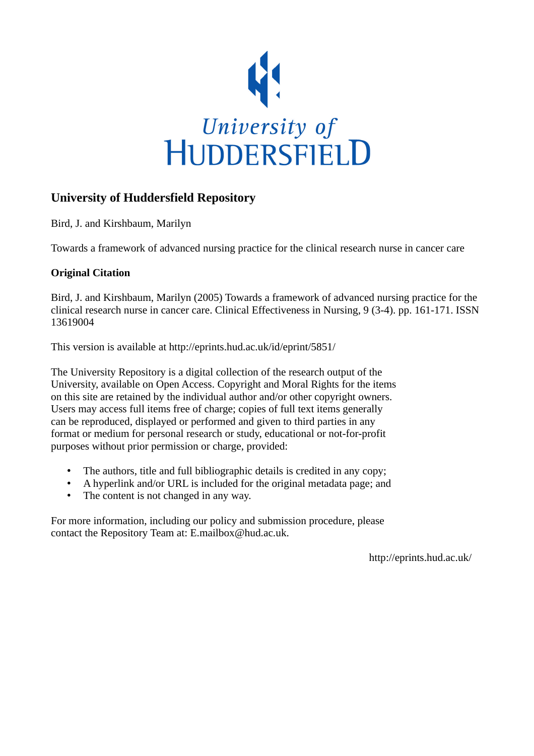# University of Huddersfield Repository

Bird, J. and Kirshbaum, Marilyn

Towards a framework of advanced nursing practice for the clinical research nurse in cancer care

### Original Citation

Bird, J. and Kirshbaum, Marilyn (2005) Towards a framework of advanced nursing practice for the clinical research nurse in cancer care. Clinical Effectiveness in Nursing, 9 (3-4). pp. 161-171. ISSN 13619004

This version is available at http://eprints.hud.ac.uk/id/eprint/5851/

The University Repository is a digital collection of the research output of the University, available on Open Access. Copyright and Moral Rights for the items on this site are retained by the individual author and/or other copyright owners. Users may access full items free of charge; copies of full text items generally can be reproduced, displayed or performed and given to third parties in any format or medium for personal research or study, educational or not-for-profit purposes without prior permission or charge, provided:

- The authors, title and full bibliographic details is credited in any copy;
- A hyperlink and/or URL is included for the original metadata page; and
- The content is not changed in any way.

For more information, including our policy and submission procedure, please contact the Repository Team at: E.mailbox@hud.ac.uk.

http://eprints.hud.ac.uk/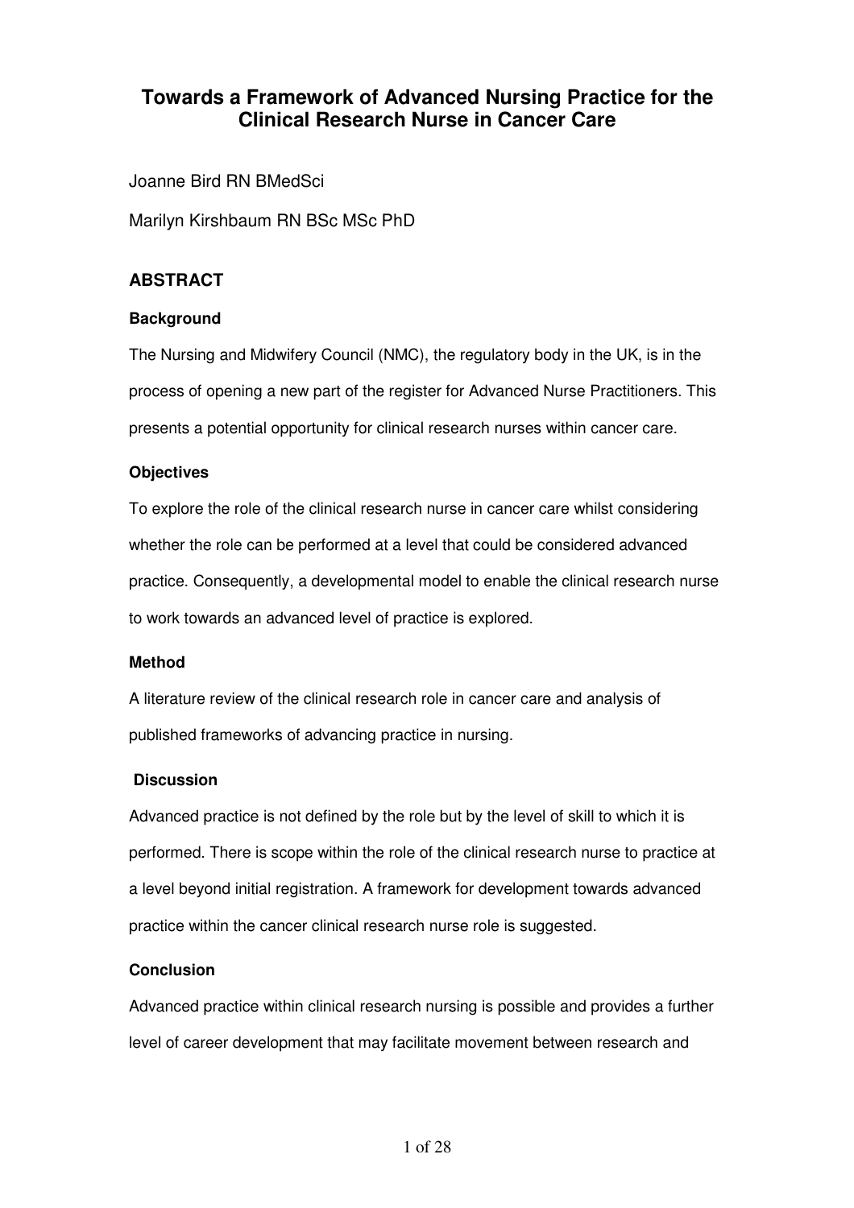# Towards a Framework of Advanced Nursing Practice for the Clinical Research Nurse in Cancer Care

Joanne Bird RN BMedSci

Marilyn Kirshbaum RN BSc MSc PhD

## ABSTRACT

### Background

The Nursing and Midwifery Council (NMC), the regulatory body in the UK, is in the process of opening a new part of the register for Advanced Nurse Practitioners. This presents a potential opportunity for clinical research nurses within cancer care.

### Objectives

To explore the role of the clinical research nurse in cancer care whilst considering whether the role can be performed at a level that could be considered advanced practice. Consequently, a developmental model to enable the clinical research nurse to work towards an advanced level of practice is explored.

### Method

A literature review of the clinical research role in cancer care and analysis of published frameworks of advancing practice in nursing.

### Discussion

Advanced practice is not defined by the role but by the level of skill to which it is performed. There is scope within the role of the clinical research nurse to practice at a level beyond initial registration. A framework for development towards advanced practice within the cancer clinical research nurse role is suggested.

### Conclusion

Advanced practice within clinical research nursing is possible and provides a further level of career development that may facilitate movement between research and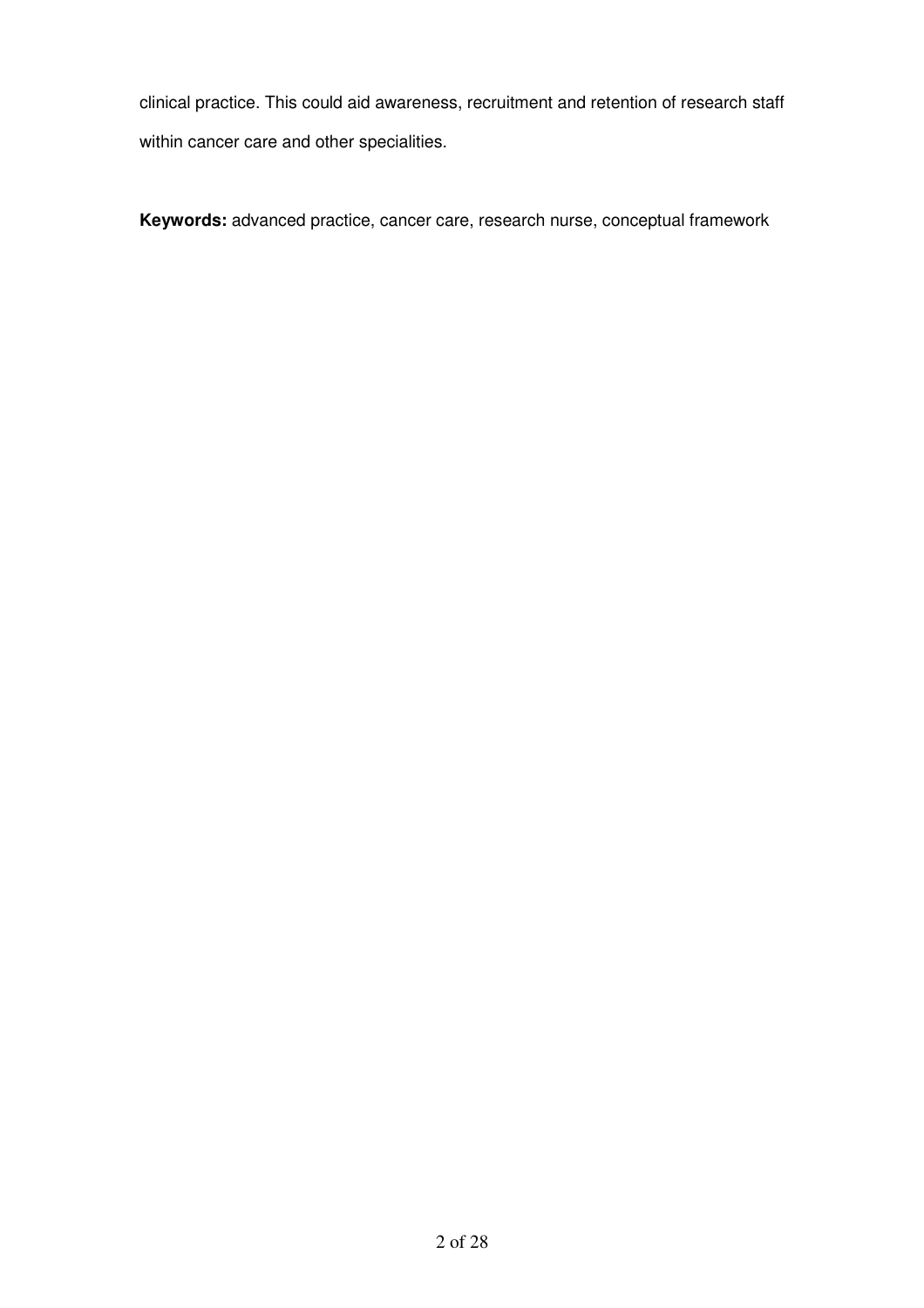clinical practice. This could aid awareness, recruitment and retention of research staff within cancer care and other specialities.

**Keywords:** advanced practice, cancer care, research nurse, conceptual framework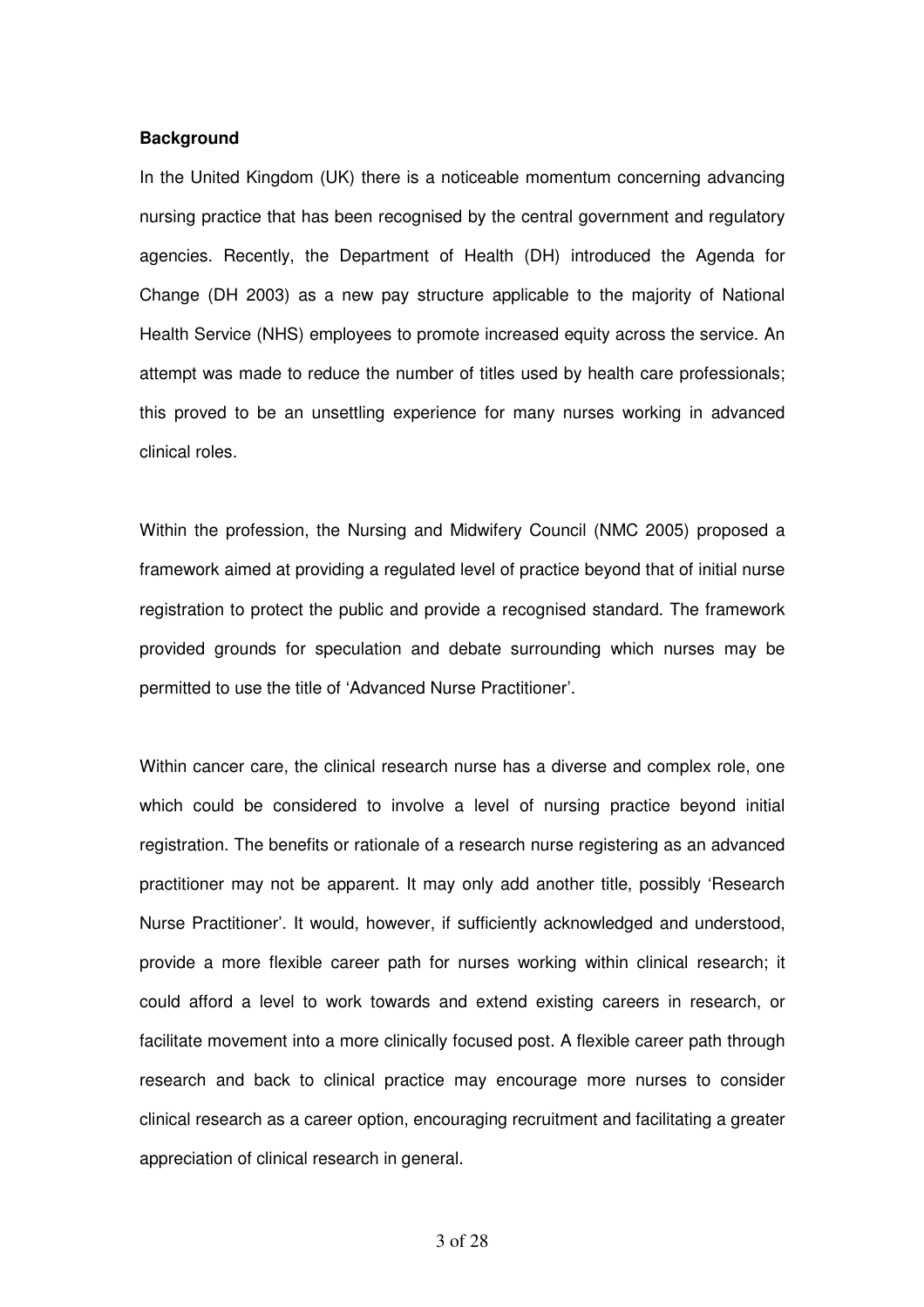**Background**

In the United Kingdom (UK) there is a noticeable momentum concerning advancing nursing practice that has been recognised by the central government and regulatory agencies. Recently, the Department of Health (DH) introduced the Agenda for Change (DH 2003) as a new pay structure applicable to the majority of National Health Service (NHS) employees to promote increased equity across the service. An attempt was made to reduce the number of titles used by health care professionals; this proved to be an unsettling experience for many nurses working in advanced clinical roles.

Within the profession, the Nursing and Midwifery Council (NMC 2005) proposed a framework aimed at providing a regulated level of practice beyond that of initial nurse registration to protect the public and provide a recognised standard. The framework provided grounds for speculation and debate surrounding which nurses may be permitted to use the title of 'Advanced Nurse Practitioner'.

Within cancer care, the clinical research nurse has a diverse and complex role, one which could be considered to involve a level of nursing practice beyond initial registration. The benefits or rationale of a research nurse registering as an advanced practitioner may not be apparent. It may only add another title, possibly 'Research Nurse Practitioner'. It would, however, if sufficiently acknowledged and understood, provide a more flexible career path for nurses working within clinical research; it could afford a level to work towards and extend existing careers in research, or facilitate movement into a more clinically focused post. A flexible career path through research and back to clinical practice may encourage more nurses to consider clinical research as a career option, encouraging recruitment and facilitating a greater appreciation of clinical research in general.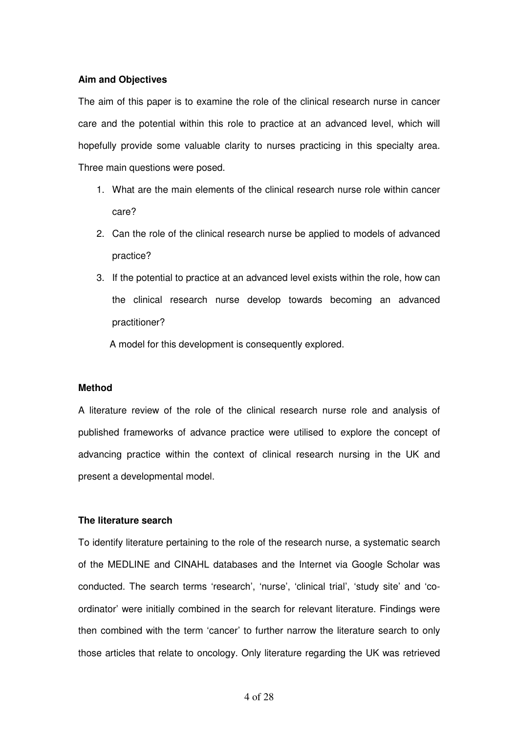**Aim and Objectives**

The aim of this paper is to examine the role of the clinical research nurse in cancer care and the potential within this role to practice at an advanced level, which will hopefully provide some valuable clarity to nurses practicing in this specialty area. Three main questions were posed.

1. What are the main elements of the clinical research nurse role within cancer care?
2. Can the role of the clinical research nurse be applied to models of advanced practice?
3. If the potential to practice at an advanced level exists within the role, how can the clinical research nurse develop towards becoming an advanced practitioner?

A model for this development is consequently explored.

**Method**

A literature review of the role of the clinical research nurse role and analysis of published frameworks of advance practice were utilised to explore the concept of advancing practice within the context of clinical research nursing in the UK and present a developmental model.

**The literature search**

To identify literature pertaining to the role of the research nurse, a systematic search of the MEDLINE and CINAHL databases and the Internet via Google Scholar was conducted. The search terms 'research', 'nurse', 'clinical trial', 'study site' and 'co-ordinator' were initially combined in the search for relevant literature. Findings were then combined with the term 'cancer' to further narrow the literature search to only those articles that relate to oncology. Only literature regarding the UK was retrieved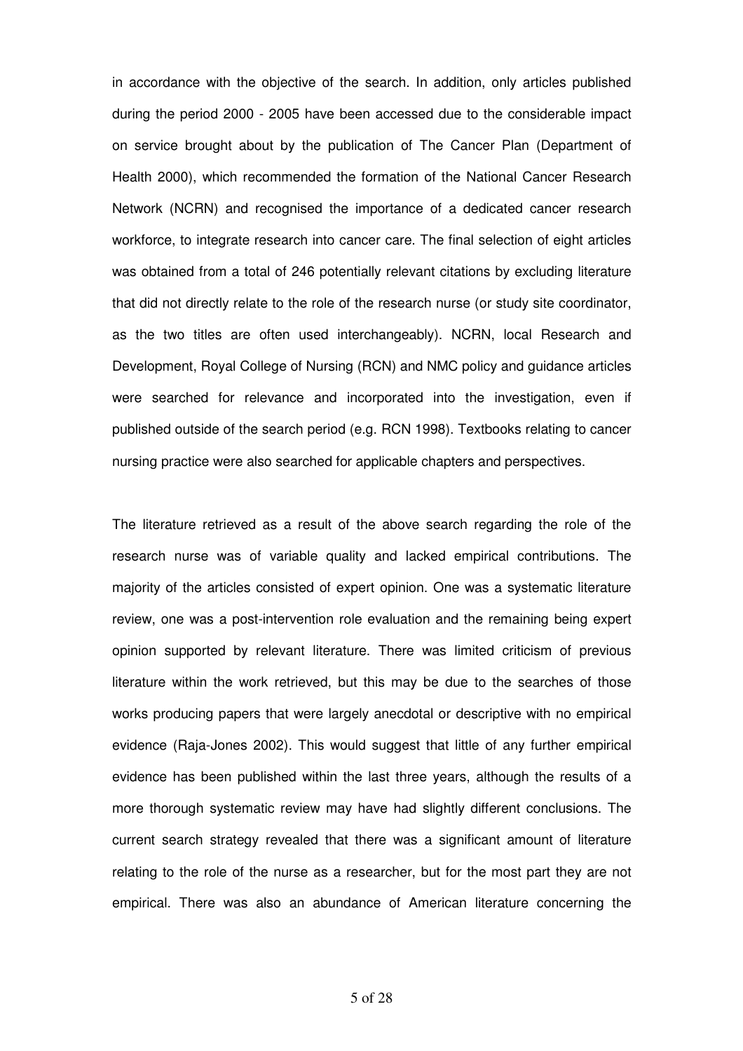in accordance with the objective of the search. In addition, only articles published during the period 2000 - 2005 have been accessed due to the considerable impact on service brought about by the publication of The Cancer Plan (Department of Health 2000), which recommended the formation of the National Cancer Research Network (NCRN) and recognised the importance of a dedicated cancer research workforce, to integrate research into cancer care. The final selection of eight articles was obtained from a total of 246 potentially relevant citations by excluding literature that did not directly relate to the role of the research nurse (or study site coordinator, as the two titles are often used interchangeably). NCRN, local Research and Development, Royal College of Nursing (RCN) and NMC policy and guidance articles were searched for relevance and incorporated into the investigation, even if published outside of the search period (e.g. RCN 1998). Textbooks relating to cancer nursing practice were also searched for applicable chapters and perspectives.

The literature retrieved as a result of the above search regarding the role of the research nurse was of variable quality and lacked empirical contributions. The majority of the articles consisted of expert opinion. One was a systematic literature review, one was a post-intervention role evaluation and the remaining being expert opinion supported by relevant literature. There was limited criticism of previous literature within the work retrieved, but this may be due to the searches of those works producing papers that were largely anecdotal or descriptive with no empirical evidence (Raja-Jones 2002). This would suggest that little of any further empirical evidence has been published within the last three years, although the results of a more thorough systematic review may have had slightly different conclusions. The current search strategy revealed that there was a significant amount of literature relating to the role of the nurse as a researcher, but for the most part they are not empirical. There was also an abundance of American literature concerning the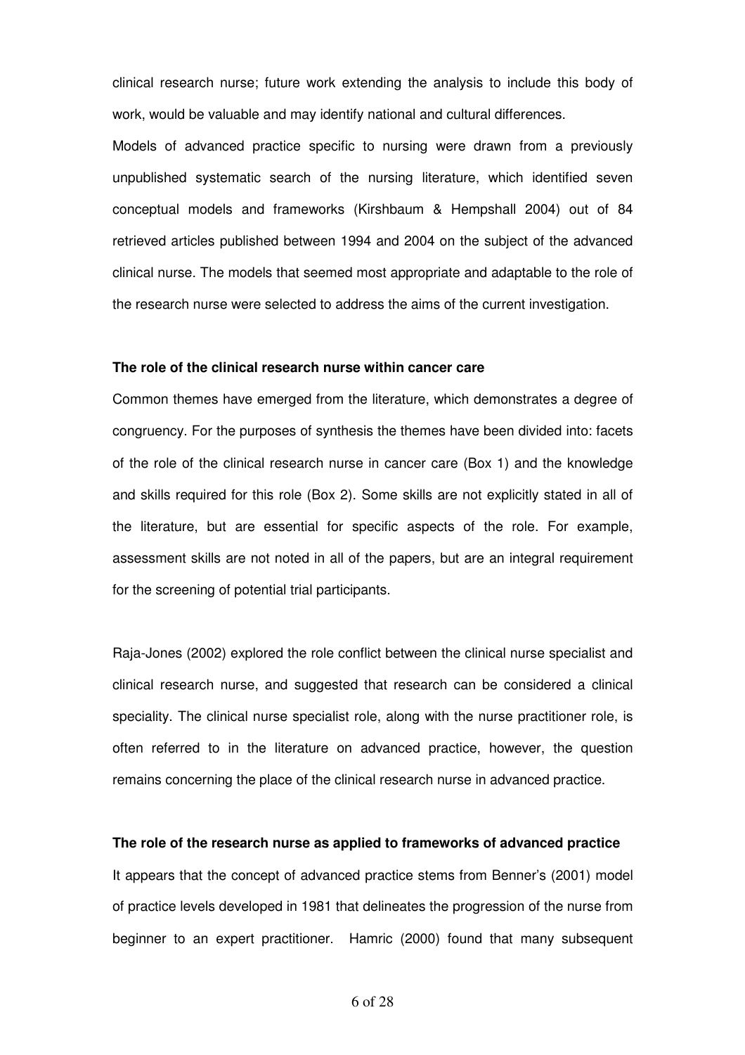clinical research nurse; future work extending the analysis to include this body of work, would be valuable and may identify national and cultural differences.

Models of advanced practice specific to nursing were drawn from a previously unpublished systematic search of the nursing literature, which identified seven conceptual models and frameworks (Kirshbaum & Hempshall 2004) out of 84 retrieved articles published between 1994 and 2004 on the subject of the advanced clinical nurse. The models that seemed most appropriate and adaptable to the role of the research nurse were selected to address the aims of the current investigation.

**The role of the clinical research nurse within cancer care**

Common themes have emerged from the literature, which demonstrates a degree of congruency. For the purposes of synthesis the themes have been divided into: facets of the role of the clinical research nurse in cancer care (Box 1) and the knowledge and skills required for this role (Box 2). Some skills are not explicitly stated in all of the literature, but are essential for specific aspects of the role. For example, assessment skills are not noted in all of the papers, but are an integral requirement for the screening of potential trial participants.

Raja-Jones (2002) explored the role conflict between the clinical nurse specialist and clinical research nurse, and suggested that research can be considered a clinical speciality. The clinical nurse specialist role, along with the nurse practitioner role, is often referred to in the literature on advanced practice, however, the question remains concerning the place of the clinical research nurse in advanced practice.

**The role of the research nurse as applied to frameworks of advanced practice**

It appears that the concept of advanced practice stems from Benner's (2001) model of practice levels developed in 1981 that delineates the progression of the nurse from beginner to an expert practitioner. Hamric (2000) found that many subsequent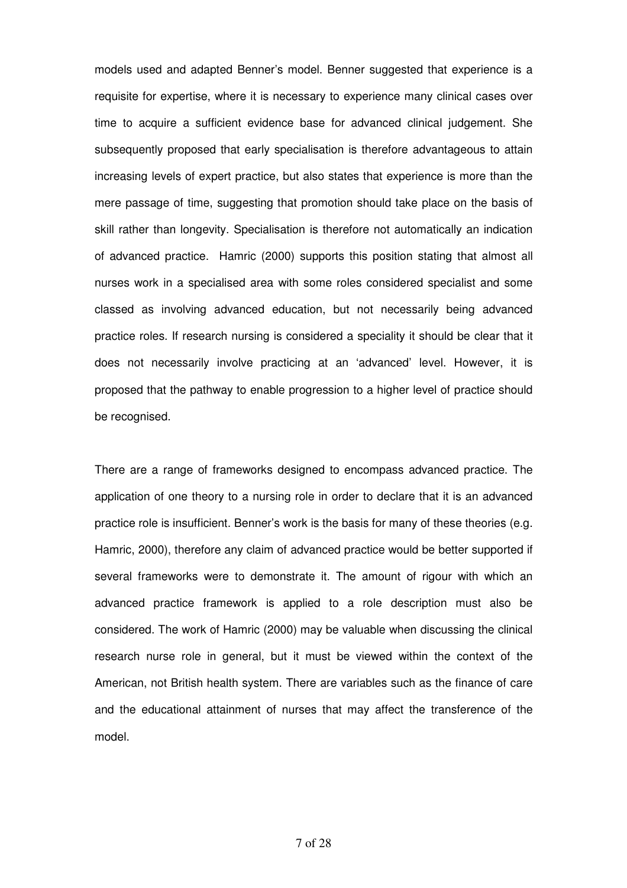models used and adapted Benner's model. Benner suggested that experience is a requisite for expertise, where it is necessary to experience many clinical cases over time to acquire a sufficient evidence base for advanced clinical judgement. She subsequently proposed that early specialisation is therefore advantageous to attain increasing levels of expert practice, but also states that experience is more than the mere passage of time, suggesting that promotion should take place on the basis of skill rather than longevity. Specialisation is therefore not automatically an indication of advanced practice. Hamric (2000) supports this position stating that almost all nurses work in a specialised area with some roles considered specialist and some classed as involving advanced education, but not necessarily being advanced practice roles. If research nursing is considered a speciality it should be clear that it does not necessarily involve practicing at an 'advanced' level. However, it is proposed that the pathway to enable progression to a higher level of practice should be recognised.

There are a range of frameworks designed to encompass advanced practice. The application of one theory to a nursing role in order to declare that it is an advanced practice role is insufficient. Benner's work is the basis for many of these theories (e.g. Hamric, 2000), therefore any claim of advanced practice would be better supported if several frameworks were to demonstrate it. The amount of rigour with which an advanced practice framework is applied to a role description must also be considered. The work of Hamric (2000) may be valuable when discussing the clinical research nurse role in general, but it must be viewed within the context of the American, not British health system. There are variables such as the finance of care and the educational attainment of nurses that may affect the transference of the model.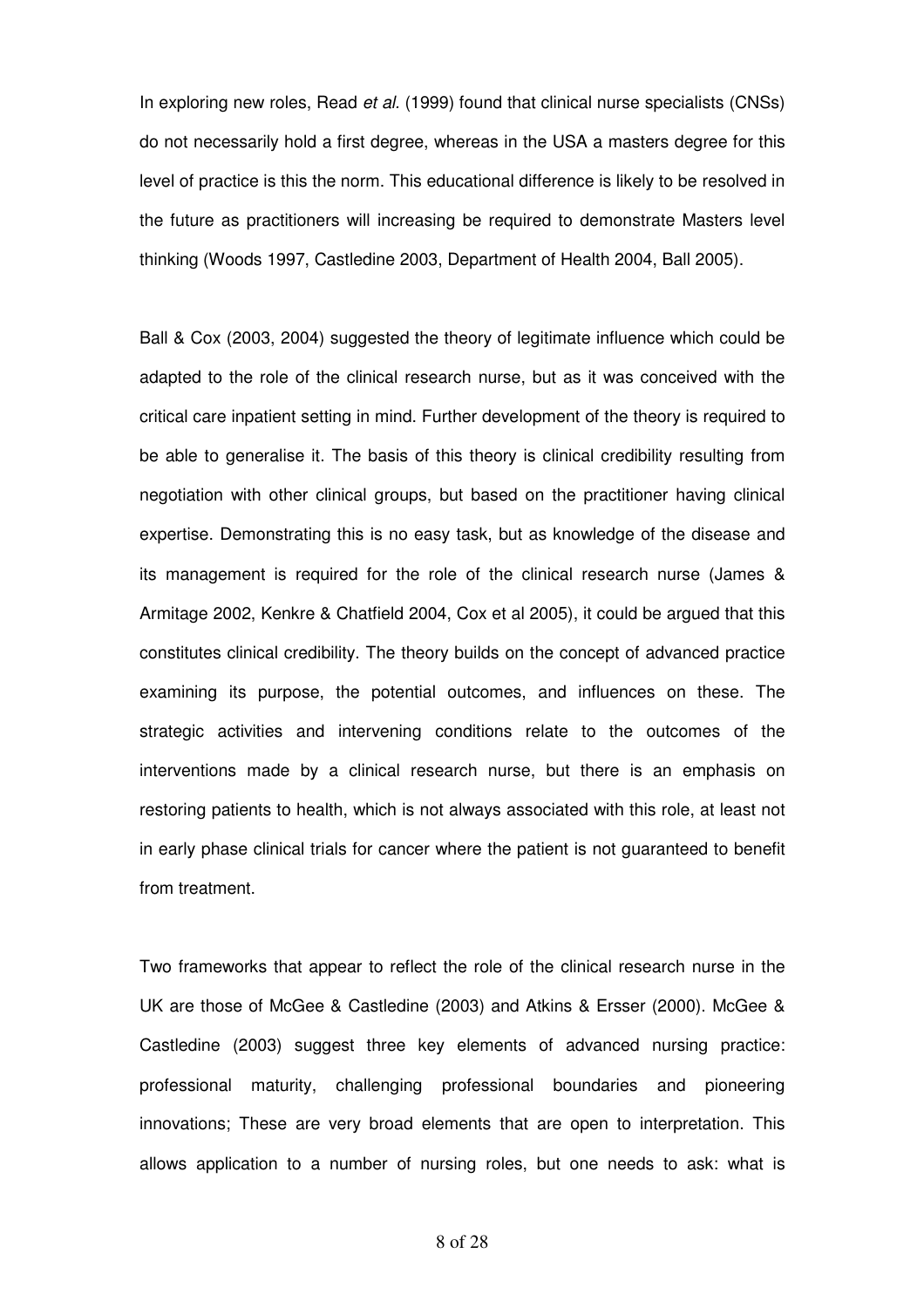In exploring new roles, Read *et al.* (1999) found that clinical nurse specialists (CNSs) do not necessarily hold a first degree, whereas in the USA a masters degree for this level of practice is this the norm. This educational difference is likely to be resolved in the future as practitioners will increasing be required to demonstrate Masters level thinking (Woods 1997, Castledine 2003, Department of Health 2004, Ball 2005).

Ball & Cox (2003, 2004) suggested the theory of legitimate influence which could be adapted to the role of the clinical research nurse, but as it was conceived with the critical care inpatient setting in mind. Further development of the theory is required to be able to generalise it. The basis of this theory is clinical credibility resulting from negotiation with other clinical groups, but based on the practitioner having clinical expertise. Demonstrating this is no easy task, but as knowledge of the disease and its management is required for the role of the clinical research nurse (James & Armitage 2002, Kenkre & Chatfield 2004, Cox et al 2005), it could be argued that this constitutes clinical credibility. The theory builds on the concept of advanced practice examining its purpose, the potential outcomes, and influences on these. The strategic activities and intervening conditions relate to the outcomes of the interventions made by a clinical research nurse, but there is an emphasis on restoring patients to health, which is not always associated with this role, at least not in early phase clinical trials for cancer where the patient is not guaranteed to benefit from treatment.

Two frameworks that appear to reflect the role of the clinical research nurse in the UK are those of McGee & Castledine (2003) and Atkins & Ersser (2000). McGee & Castledine (2003) suggest three key elements of advanced nursing practice: professional maturity, challenging professional boundaries and pioneering innovations; These are very broad elements that are open to interpretation. This allows application to a number of nursing roles, but one needs to ask: what is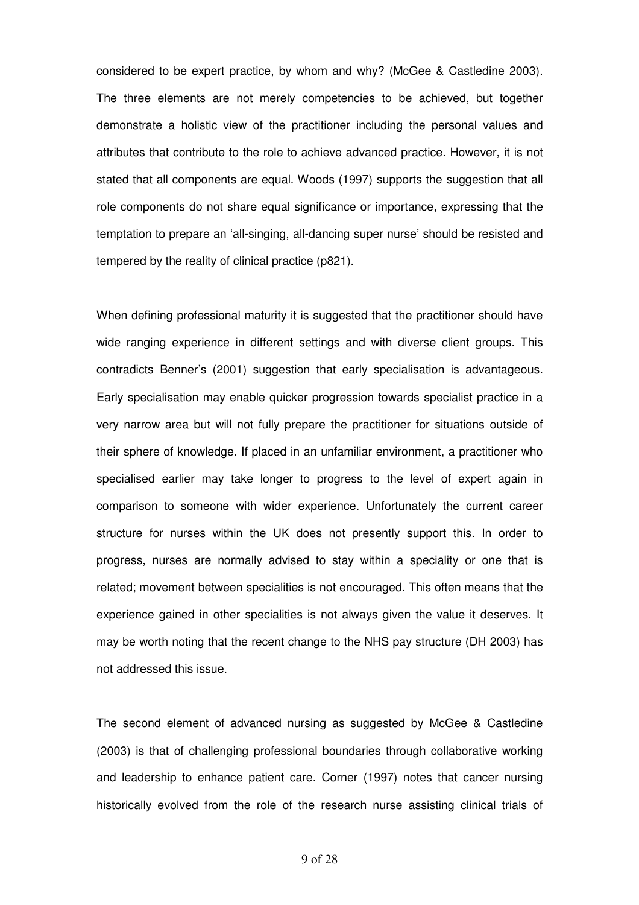considered to be expert practice, by whom and why? (McGee & Castledine 2003). The three elements are not merely competencies to be achieved, but together demonstrate a holistic view of the practitioner including the personal values and attributes that contribute to the role to achieve advanced practice. However, it is not stated that all components are equal. Woods (1997) supports the suggestion that all role components do not share equal significance or importance, expressing that the temptation to prepare an 'all-singing, all-dancing super nurse' should be resisted and tempered by the reality of clinical practice (p821).

When defining professional maturity it is suggested that the practitioner should have wide ranging experience in different settings and with diverse client groups. This contradicts Benner's (2001) suggestion that early specialisation is advantageous. Early specialisation may enable quicker progression towards specialist practice in a very narrow area but will not fully prepare the practitioner for situations outside of their sphere of knowledge. If placed in an unfamiliar environment, a practitioner who specialised earlier may take longer to progress to the level of expert again in comparison to someone with wider experience. Unfortunately the current career structure for nurses within the UK does not presently support this. In order to progress, nurses are normally advised to stay within a speciality or one that is related; movement between specialities is not encouraged. This often means that the experience gained in other specialities is not always given the value it deserves. It may be worth noting that the recent change to the NHS pay structure (DH 2003) has not addressed this issue.

The second element of advanced nursing as suggested by McGee & Castledine (2003) is that of challenging professional boundaries through collaborative working and leadership to enhance patient care. Corner (1997) notes that cancer nursing historically evolved from the role of the research nurse assisting clinical trials of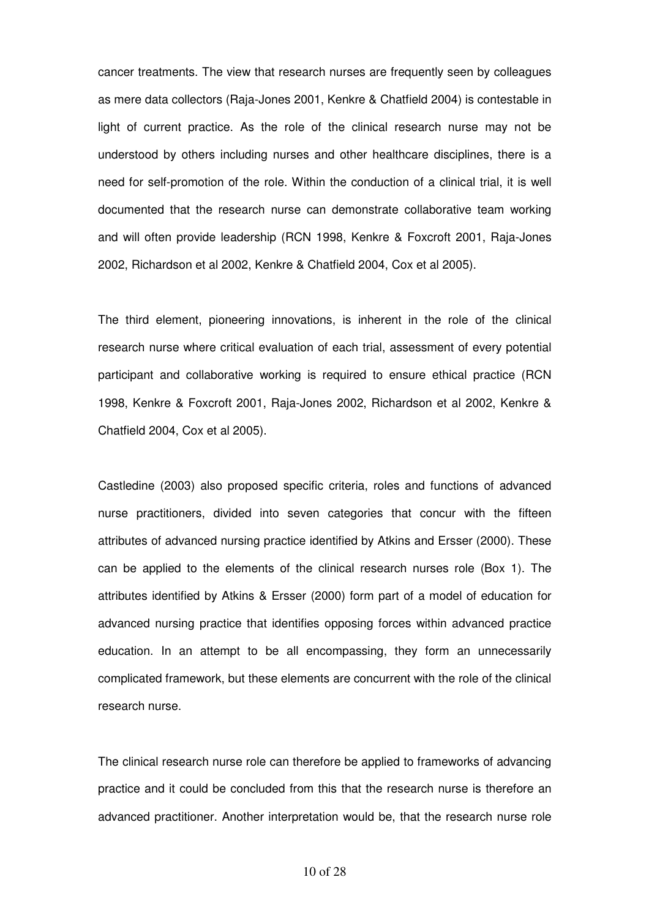cancer treatments. The view that research nurses are frequently seen by colleagues as mere data collectors (Raja-Jones 2001, Kenkre & Chatfield 2004) is contestable in light of current practice. As the role of the clinical research nurse may not be understood by others including nurses and other healthcare disciplines, there is a need for self-promotion of the role. Within the conduction of a clinical trial, it is well documented that the research nurse can demonstrate collaborative team working and will often provide leadership (RCN 1998, Kenkre & Foxcroft 2001, Raja-Jones 2002, Richardson et al 2002, Kenkre & Chatfield 2004, Cox et al 2005).

The third element, pioneering innovations, is inherent in the role of the clinical research nurse where critical evaluation of each trial, assessment of every potential participant and collaborative working is required to ensure ethical practice (RCN 1998, Kenkre & Foxcroft 2001, Raja-Jones 2002, Richardson et al 2002, Kenkre & Chatfield 2004, Cox et al 2005).

Castledine (2003) also proposed specific criteria, roles and functions of advanced nurse practitioners, divided into seven categories that concur with the fifteen attributes of advanced nursing practice identified by Atkins and Ersser (2000). These can be applied to the elements of the clinical research nurses role (Box 1). The attributes identified by Atkins & Ersser (2000) form part of a model of education for advanced nursing practice that identifies opposing forces within advanced practice education. In an attempt to be all encompassing, they form an unnecessarily complicated framework, but these elements are concurrent with the role of the clinical research nurse.

The clinical research nurse role can therefore be applied to frameworks of advancing practice and it could be concluded from this that the research nurse is therefore an advanced practitioner. Another interpretation would be, that the research nurse role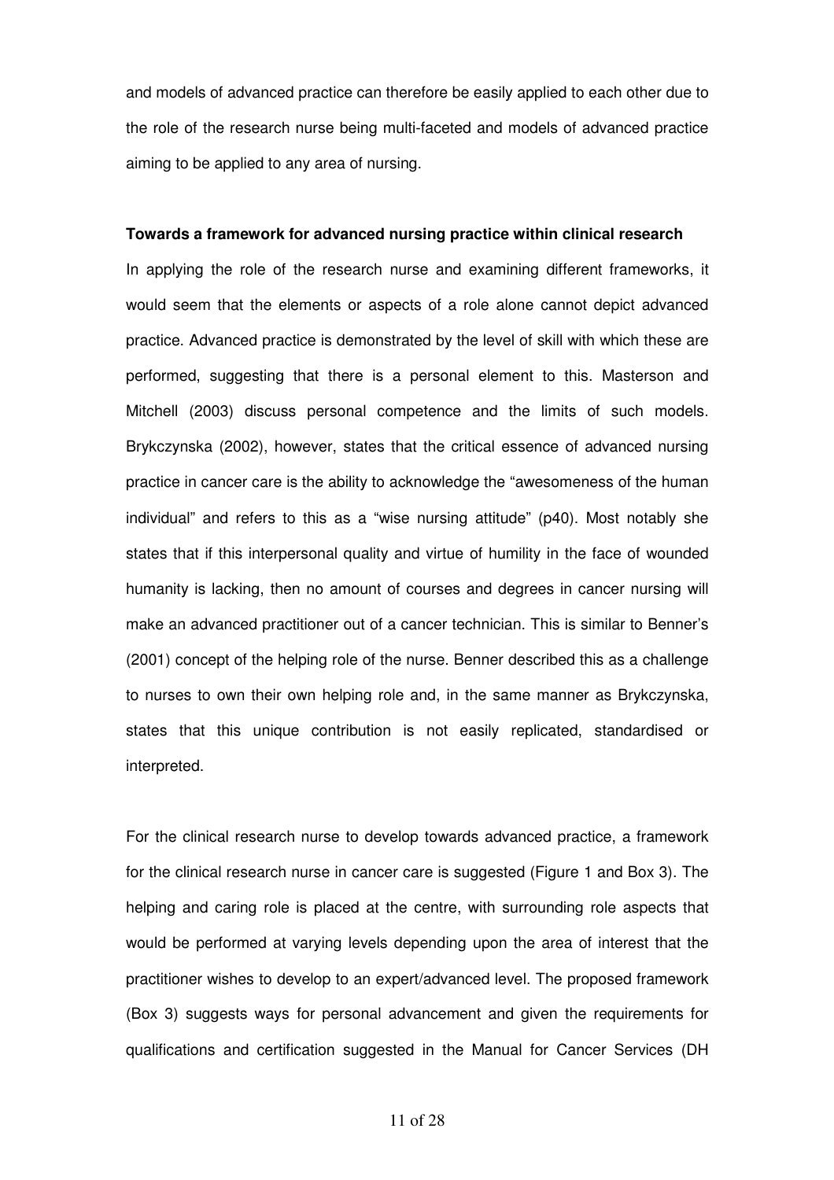and models of advanced practice can therefore be easily applied to each other due to the role of the research nurse being multi-faceted and models of advanced practice aiming to be applied to any area of nursing.

**Towards a framework for advanced nursing practice within clinical research**

In applying the role of the research nurse and examining different frameworks, it would seem that the elements or aspects of a role alone cannot depict advanced practice. Advanced practice is demonstrated by the level of skill with which these are performed, suggesting that there is a personal element to this. Masterson and Mitchell (2003) discuss personal competence and the limits of such models. Brykczynska (2002), however, states that the critical essence of advanced nursing practice in cancer care is the ability to acknowledge the "awesomeness of the human individual" and refers to this as a "wise nursing attitude" (p40). Most notably she states that if this interpersonal quality and virtue of humility in the face of wounded humanity is lacking, then no amount of courses and degrees in cancer nursing will make an advanced practitioner out of a cancer technician. This is similar to Benner's (2001) concept of the helping role of the nurse. Benner described this as a challenge to nurses to own their own helping role and, in the same manner as Brykczynska, states that this unique contribution is not easily replicated, standardised or interpreted.

For the clinical research nurse to develop towards advanced practice, a framework for the clinical research nurse in cancer care is suggested (Figure 1 and Box 3). The helping and caring role is placed at the centre, with surrounding role aspects that would be performed at varying levels depending upon the area of interest that the practitioner wishes to develop to an expert/advanced level. The proposed framework (Box 3) suggests ways for personal advancement and given the requirements for qualifications and certification suggested in the Manual for Cancer Services (DH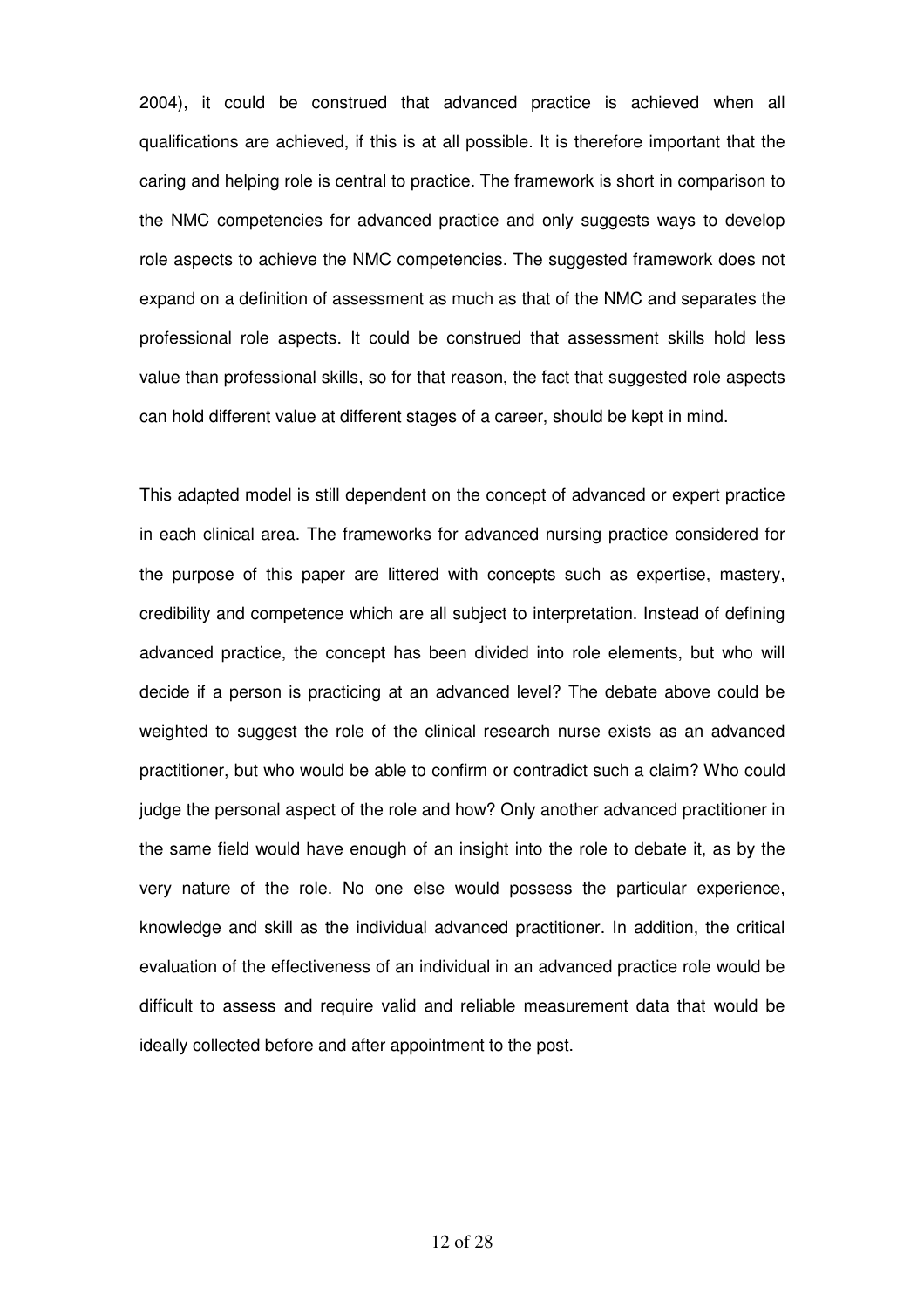2004), it could be construed that advanced practice is achieved when all qualifications are achieved, if this is at all possible. It is therefore important that the caring and helping role is central to practice. The framework is short in comparison to the NMC competencies for advanced practice and only suggests ways to develop role aspects to achieve the NMC competencies. The suggested framework does not expand on a definition of assessment as much as that of the NMC and separates the professional role aspects. It could be construed that assessment skills hold less value than professional skills, so for that reason, the fact that suggested role aspects can hold different value at different stages of a career, should be kept in mind.

This adapted model is still dependent on the concept of advanced or expert practice in each clinical area. The frameworks for advanced nursing practice considered for the purpose of this paper are littered with concepts such as expertise, mastery, credibility and competence which are all subject to interpretation. Instead of defining advanced practice, the concept has been divided into role elements, but who will decide if a person is practicing at an advanced level? The debate above could be weighted to suggest the role of the clinical research nurse exists as an advanced practitioner, but who would be able to confirm or contradict such a claim? Who could judge the personal aspect of the role and how? Only another advanced practitioner in the same field would have enough of an insight into the role to debate it, as by the very nature of the role. No one else would possess the particular experience, knowledge and skill as the individual advanced practitioner. In addition, the critical evaluation of the effectiveness of an individual in an advanced practice role would be difficult to assess and require valid and reliable measurement data that would be ideally collected before and after appointment to the post.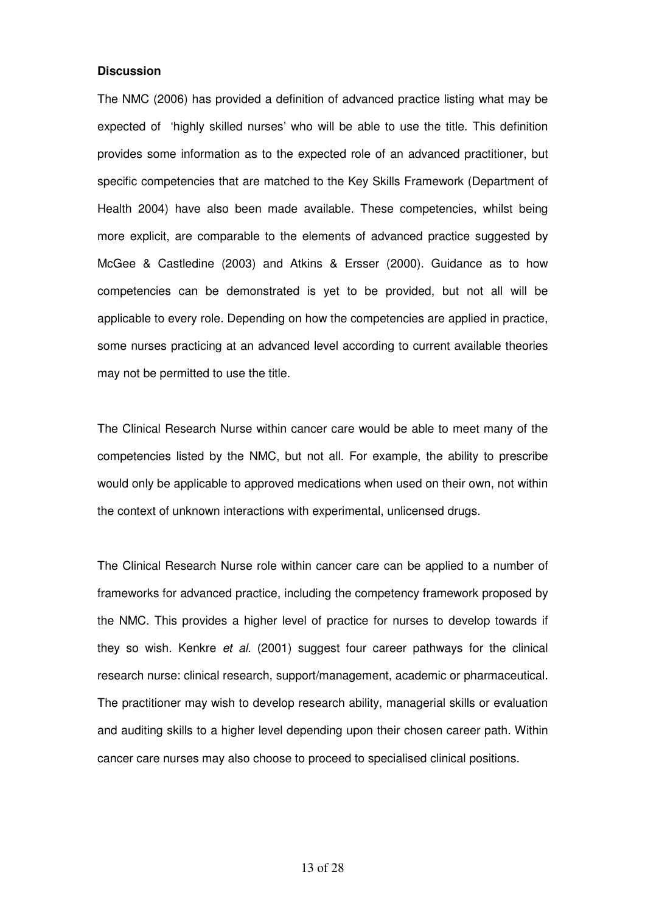**Discussion**

The NMC (2006) has provided a definition of advanced practice listing what may be expected of 'highly skilled nurses' who will be able to use the title. This definition provides some information as to the expected role of an advanced practitioner, but specific competencies that are matched to the Key Skills Framework (Department of Health 2004) have also been made available. These competencies, whilst being more explicit, are comparable to the elements of advanced practice suggested by McGee & Castledine (2003) and Atkins & Ersser (2000). Guidance as to how competencies can be demonstrated is yet to be provided, but not all will be applicable to every role. Depending on how the competencies are applied in practice, some nurses practicing at an advanced level according to current available theories may not be permitted to use the title.

The Clinical Research Nurse within cancer care would be able to meet many of the competencies listed by the NMC, but not all. For example, the ability to prescribe would only be applicable to approved medications when used on their own, not within the context of unknown interactions with experimental, unlicensed drugs.

The Clinical Research Nurse role within cancer care can be applied to a number of frameworks for advanced practice, including the competency framework proposed by the NMC. This provides a higher level of practice for nurses to develop towards if they so wish. Kenkre *et al.* (2001) suggest four career pathways for the clinical research nurse: clinical research, support/management, academic or pharmaceutical. The practitioner may wish to develop research ability, managerial skills or evaluation and auditing skills to a higher level depending upon their chosen career path. Within cancer care nurses may also choose to proceed to specialised clinical positions.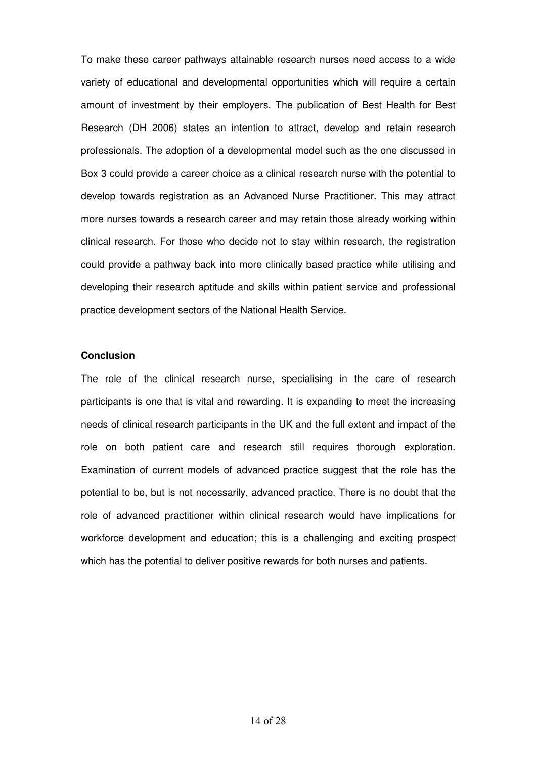To make these career pathways attainable research nurses need access to a wide variety of educational and developmental opportunities which will require a certain amount of investment by their employers. The publication of Best Health for Best Research (DH 2006) states an intention to attract, develop and retain research professionals. The adoption of a developmental model such as the one discussed in Box 3 could provide a career choice as a clinical research nurse with the potential to develop towards registration as an Advanced Nurse Practitioner. This may attract more nurses towards a research career and may retain those already working within clinical research. For those who decide not to stay within research, the registration could provide a pathway back into more clinically based practice while utilising and developing their research aptitude and skills within patient service and professional practice development sectors of the National Health Service.

**Conclusion**

The role of the clinical research nurse, specialising in the care of research participants is one that is vital and rewarding. It is expanding to meet the increasing needs of clinical research participants in the UK and the full extent and impact of the role on both patient care and research still requires thorough exploration. Examination of current models of advanced practice suggest that the role has the potential to be, but is not necessarily, advanced practice. There is no doubt that the role of advanced practitioner within clinical research would have implications for workforce development and education; this is a challenging and exciting prospect which has the potential to deliver positive rewards for both nurses and patients.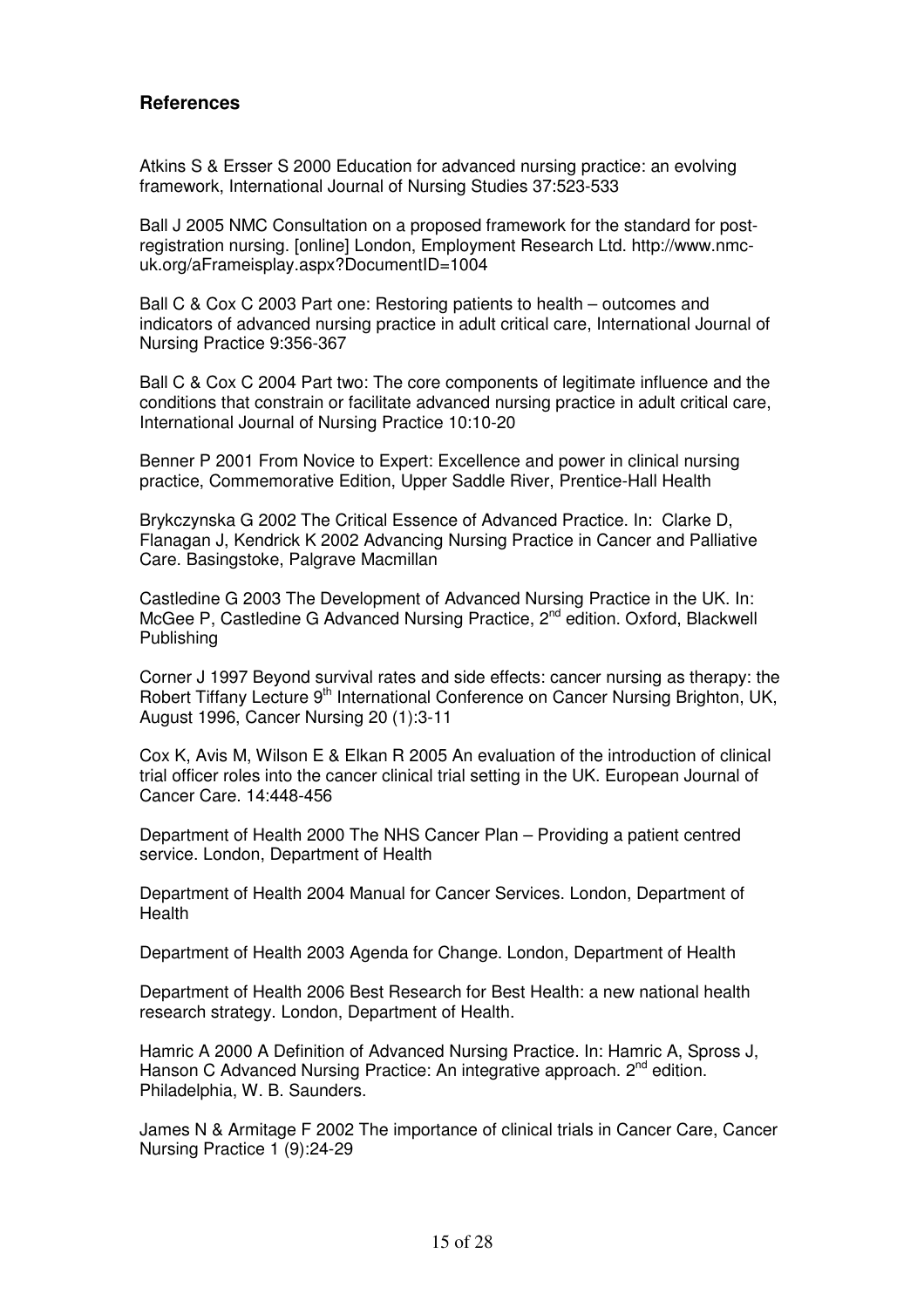## References

Atkins S & Ersser S 2000 Education for advanced nursing practice: an evolving framework, International Journal of Nursing Studies 37:523-533

Ball J 2005 NMC Consultation on a proposed framework for the standard for post-registration nursing. [online] London, Employment Research Ltd. http://www.nmc-uk.org/aFrameisplay.aspx?DocumentID=1004

Ball C & Cox C 2003 Part one: Restoring patients to health – outcomes and indicators of advanced nursing practice in adult critical care, International Journal of Nursing Practice 9:356-367

Ball C & Cox C 2004 Part two: The core components of legitimate influence and the conditions that constrain or facilitate advanced nursing practice in adult critical care, International Journal of Nursing Practice 10:10-20

Benner P 2001 From Novice to Expert: Excellence and power in clinical nursing practice, Commemorative Edition, Upper Saddle River, Prentice-Hall Health

Brykczynska G 2002 The Critical Essence of Advanced Practice. In: Clarke D, Flanagan J, Kendrick K 2002 Advancing Nursing Practice in Cancer and Palliative Care. Basingstoke, Palgrave Macmillan

Castledine G 2003 The Development of Advanced Nursing Practice in the UK. In: McGee P, Castledine G Advanced Nursing Practice, 2nd edition. Oxford, Blackwell Publishing

Corner J 1997 Beyond survival rates and side effects: cancer nursing as therapy: the Robert Tiffany Lecture 9th International Conference on Cancer Nursing Brighton, UK, August 1996, Cancer Nursing 20 (1):3-11

Cox K, Avis M, Wilson E & Elkan R 2005 An evaluation of the introduction of clinical trial officer roles into the cancer clinical trial setting in the UK. European Journal of Cancer Care. 14:448-456

Department of Health 2000 The NHS Cancer Plan – Providing a patient centred service. London, Department of Health

Department of Health 2004 Manual for Cancer Services. London, Department of Health

Department of Health 2003 Agenda for Change. London, Department of Health

Department of Health 2006 Best Research for Best Health: a new national health research strategy. London, Department of Health.

Hamric A 2000 A Definition of Advanced Nursing Practice. In: Hamric A, Spross J, Hanson C Advanced Nursing Practice: An integrative approach. 2nd edition. Philadelphia, W. B. Saunders.

James N & Armitage F 2002 The importance of clinical trials in Cancer Care, Cancer Nursing Practice 1 (9):24-29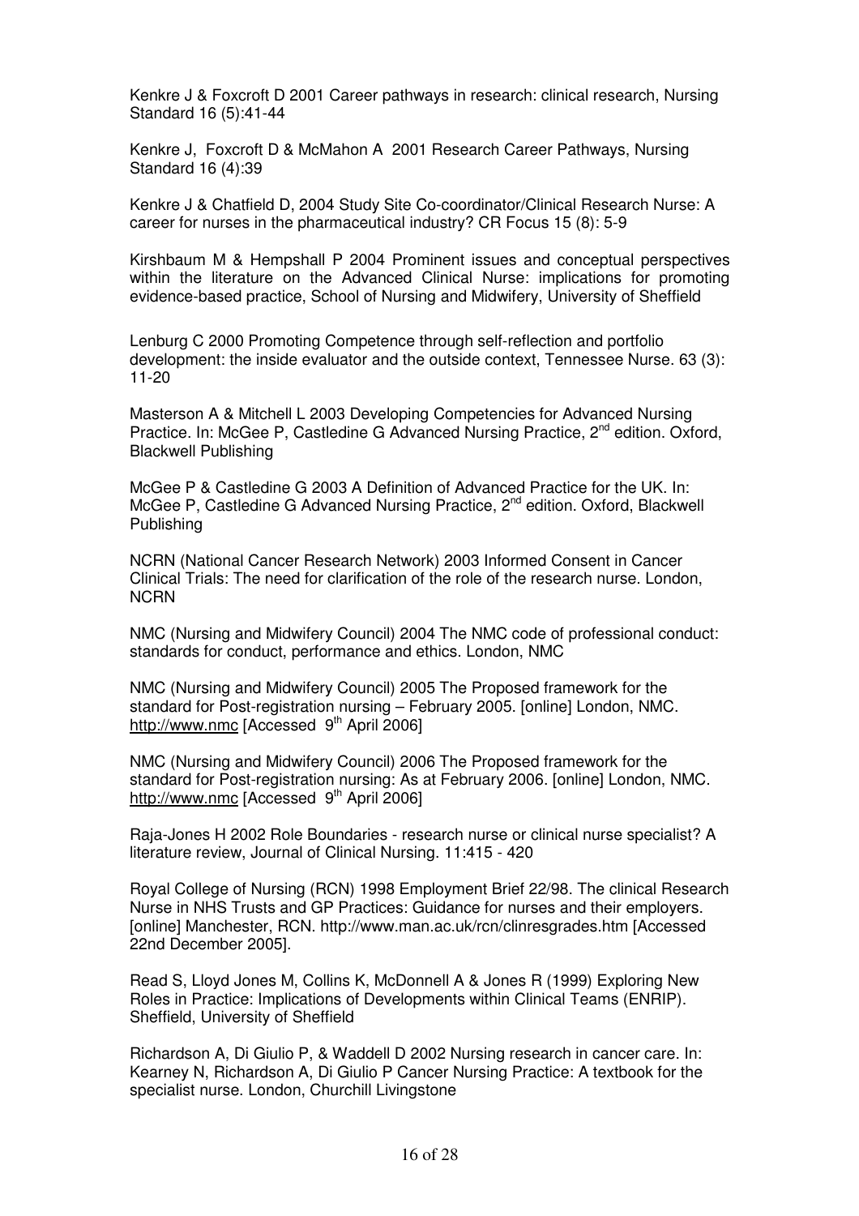Kenkre J & Foxcroft D 2001 Career pathways in research: clinical research, Nursing Standard 16 (5):41-44

Kenkre J, Foxcroft D & McMahon A 2001 Research Career Pathways, Nursing Standard 16 (4):39

Kenkre J & Chatfield D, 2004 Study Site Co-coordinator/Clinical Research Nurse: A career for nurses in the pharmaceutical industry? CR Focus 15 (8): 5-9

Kirshbaum M & Hempshall P 2004 Prominent issues and conceptual perspectives within the literature on the Advanced Clinical Nurse: implications for promoting evidence-based practice, School of Nursing and Midwifery, University of Sheffield

Lenburg C 2000 Promoting Competence through self-reflection and portfolio development: the inside evaluator and the outside context, Tennessee Nurse. 63 (3): 11-20

Masterson A & Mitchell L 2003 Developing Competencies for Advanced Nursing Practice. In: McGee P, Castledine G Advanced Nursing Practice, 2nd edition. Oxford, Blackwell Publishing

McGee P & Castledine G 2003 A Definition of Advanced Practice for the UK. In: McGee P, Castledine G Advanced Nursing Practice, 2nd edition. Oxford, Blackwell Publishing

NCRN (National Cancer Research Network) 2003 Informed Consent in Cancer Clinical Trials: The need for clarification of the role of the research nurse. London, NCRN

NMC (Nursing and Midwifery Council) 2004 The NMC code of professional conduct: standards for conduct, performance and ethics. London, NMC

NMC (Nursing and Midwifery Council) 2005 The Proposed framework for the standard for Post-registration nursing – February 2005. [online] London, NMC. http://www.nmc [Accessed 9th April 2006]

NMC (Nursing and Midwifery Council) 2006 The Proposed framework for the standard for Post-registration nursing: As at February 2006. [online] London, NMC. http://www.nmc [Accessed 9th April 2006]

Raja-Jones H 2002 Role Boundaries - research nurse or clinical nurse specialist? A literature review, Journal of Clinical Nursing. 11:415 - 420

Royal College of Nursing (RCN) 1998 Employment Brief 22/98. The clinical Research Nurse in NHS Trusts and GP Practices: Guidance for nurses and their employers. [online] Manchester, RCN. http://www.man.ac.uk/rcn/clinresgrades.htm [Accessed 22nd December 2005].

Read S, Lloyd Jones M, Collins K, McDonnell A & Jones R (1999) Exploring New Roles in Practice: Implications of Developments within Clinical Teams (ENRIP). Sheffield, University of Sheffield

Richardson A, Di Giulio P, & Waddell D 2002 Nursing research in cancer care. In: Kearney N, Richardson A, Di Giulio P Cancer Nursing Practice: A textbook for the specialist nurse. London, Churchill Livingstone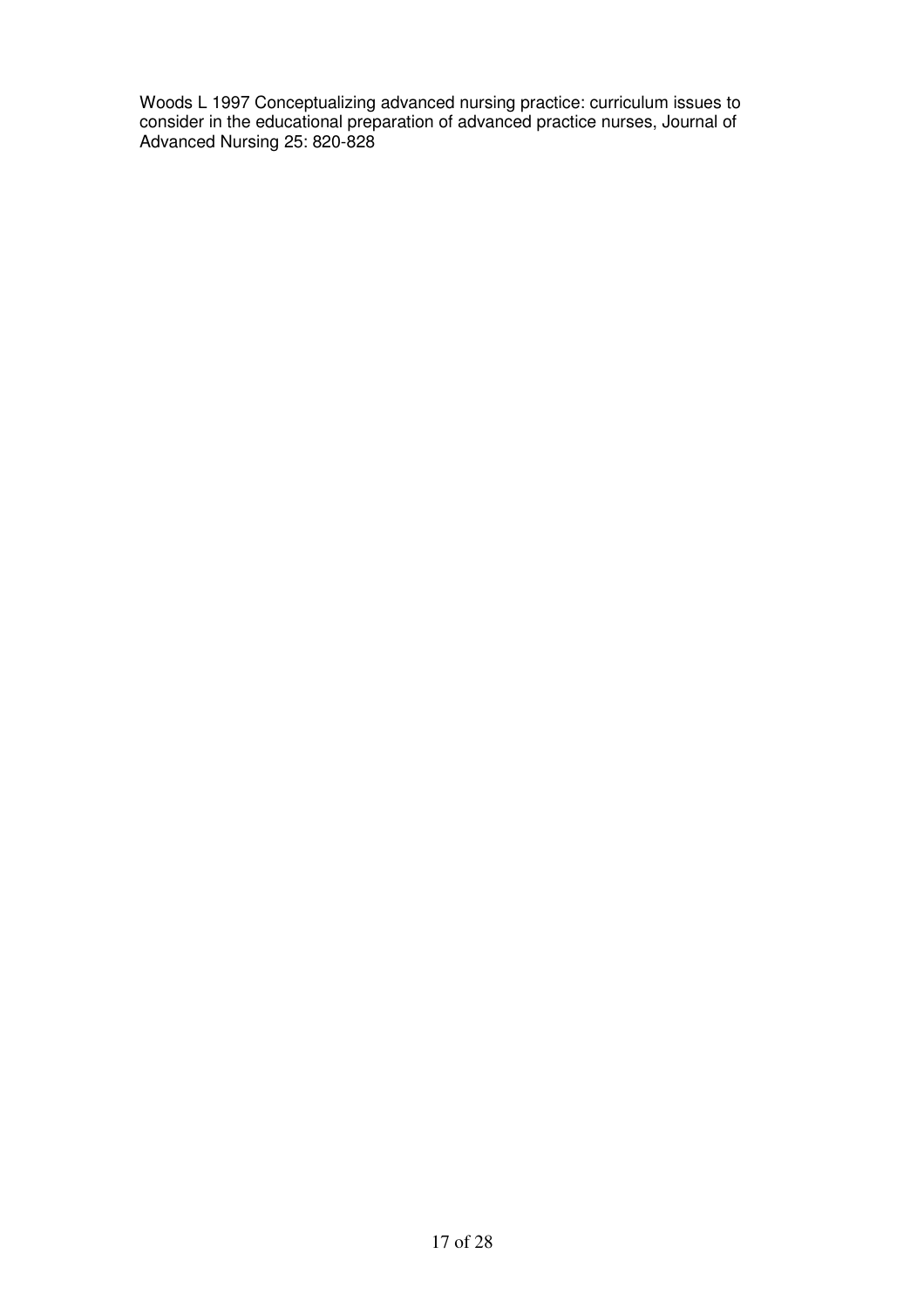Woods L 1997 Conceptualizing advanced nursing practice: curriculum issues to consider in the educational preparation of advanced practice nurses, Journal of Advanced Nursing 25: 820-828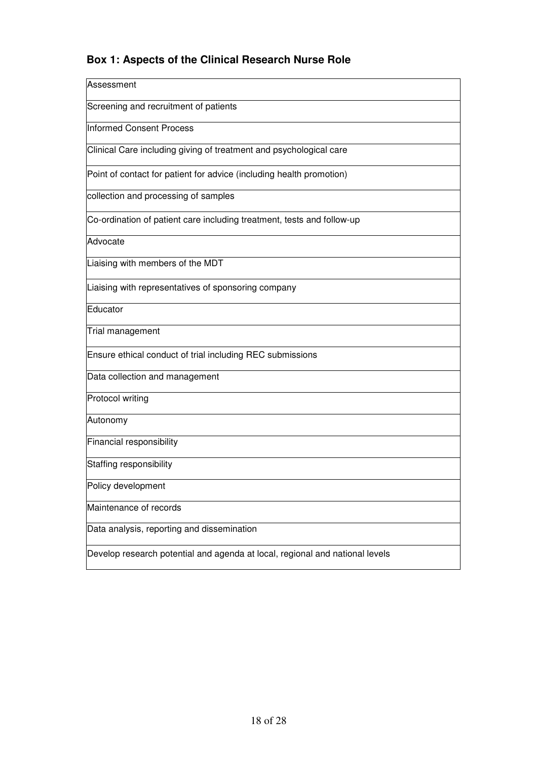**Box 1: Aspects of the Clinical Research Nurse Role**

| Assessment |
|---|
| Screening and recruitment of patients |
| Informed Consent Process |
| Clinical Care including giving of treatment and psychological care |
| Point of contact for patient for advice (including health promotion) |
| collection and processing of samples |
| Co-ordination of patient care including treatment, tests and follow-up |
| Advocate |
| Liaising with members of the MDT |
| Liaising with representatives of sponsoring company |
| Educator |
| Trial management |
| Ensure ethical conduct of trial including REC submissions |
| Data collection and management |
| Protocol writing |
| Autonomy |
| Financial responsibility |
| Staffing responsibility |
| Policy development |
| Maintenance of records |
| Data analysis, reporting and dissemination |
| Develop research potential and agenda at local, regional and national levels |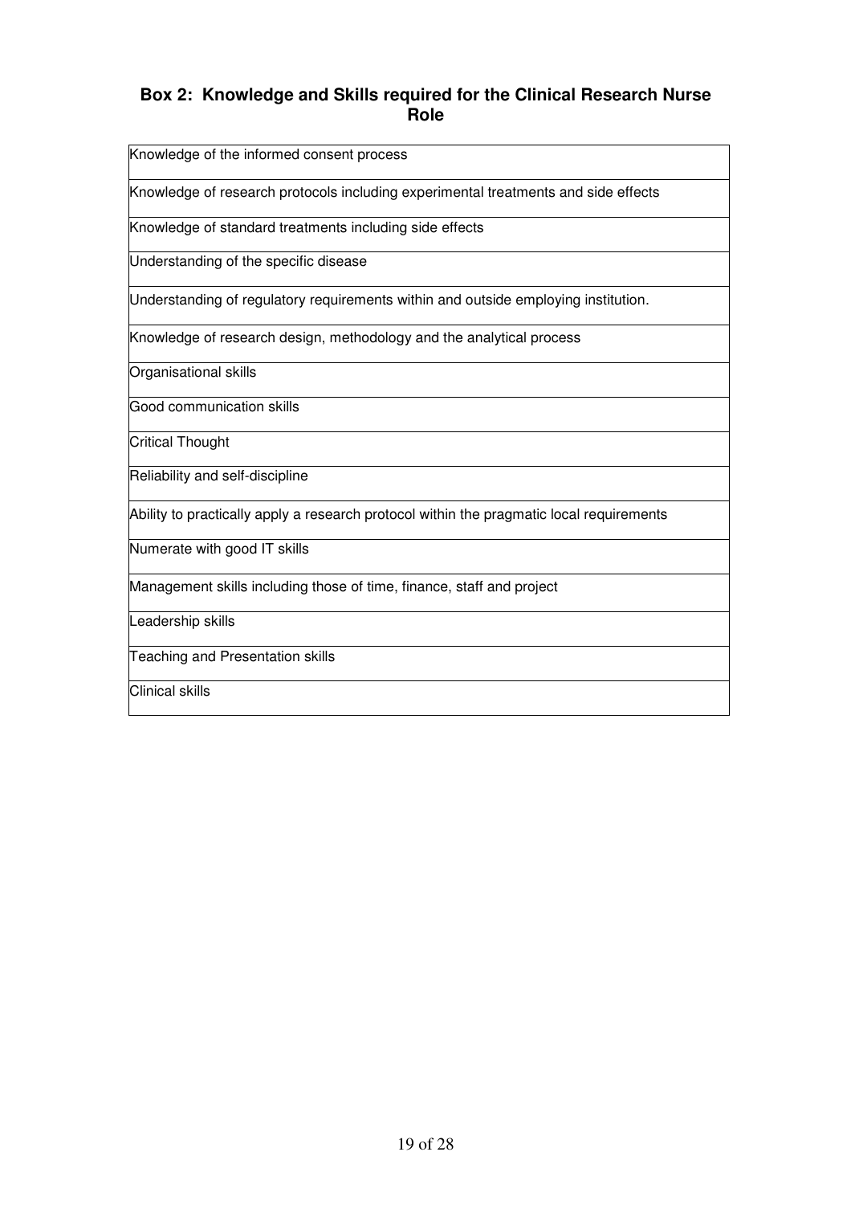### Box 2: Knowledge and Skills required for the Clinical Research Nurse Role

| |
|---|
| Knowledge of the informed consent process |
| Knowledge of research protocols including experimental treatments and side effects |
| Knowledge of standard treatments including side effects |
| Understanding of the specific disease |
| Understanding of regulatory requirements within and outside employing institution. |
| Knowledge of research design, methodology and the analytical process |
| Organisational skills |
| Good communication skills |
| Critical Thought |
| Reliability and self-discipline |
| Ability to practically apply a research protocol within the pragmatic local requirements |
| Numerate with good IT skills |
| Management skills including those of time, finance, staff and project |
| Leadership skills |
| Teaching and Presentation skills |
| Clinical skills |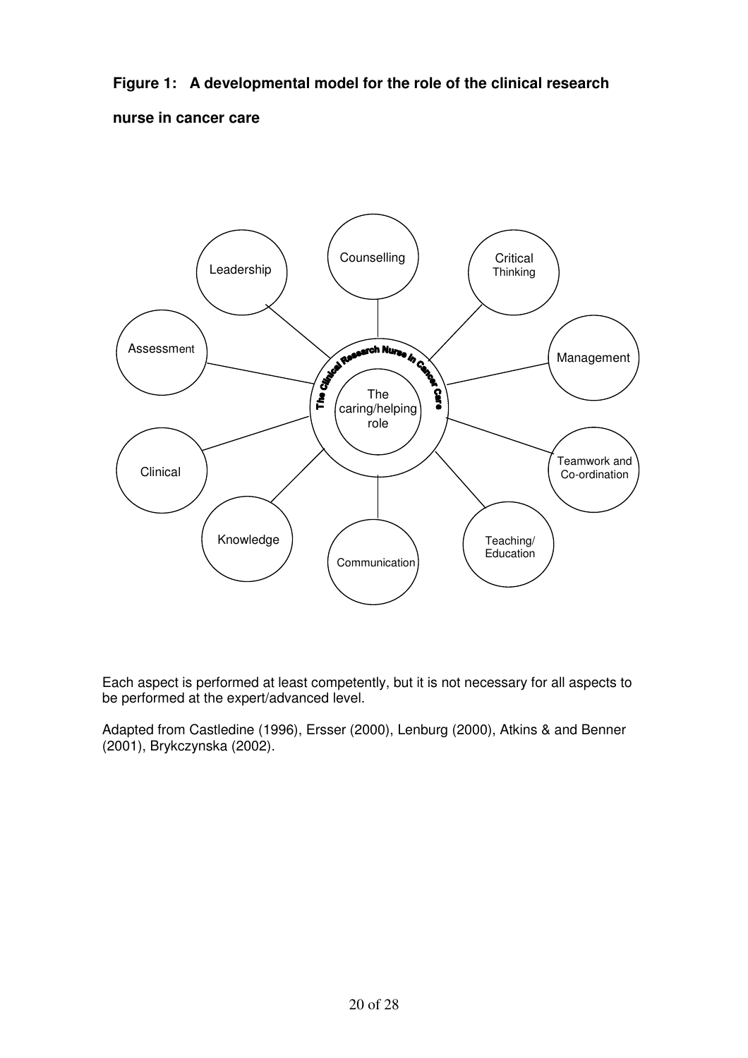**Figure 1: A developmental model for the role of the clinical research nurse in cancer care**

The Clinical Research Nurse in Cancer Care

The caring/helping role

Leadership

Counselling

Critical Thinking

Management

Teamwork and Co-ordination

Teaching/ Education

Communication

Knowledge

Clinical

Assessment

Each aspect is performed at least competently, but it is not necessary for all aspects to be performed at the expert/advanced level.

Adapted from Castledine (1996), Ersser (2000), Lenburg (2000), Atkins & and Benner (2001), Brykczynska (2002).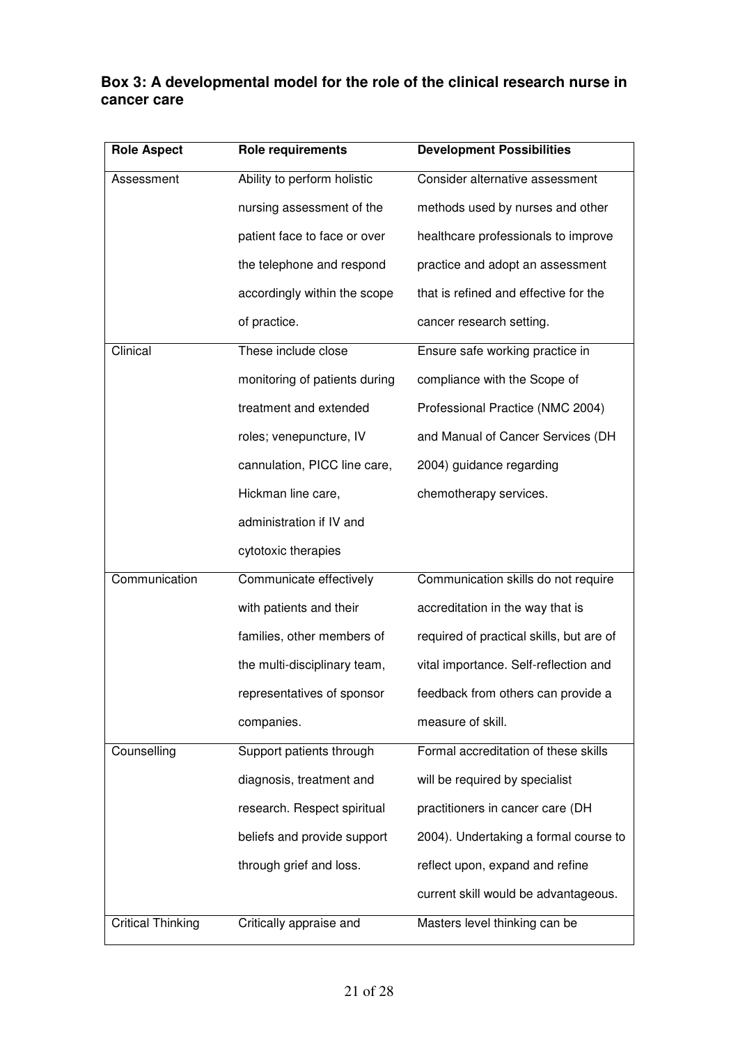**Box 3: A developmental model for the role of the clinical research nurse in cancer care**

| Role Aspect | Role requirements | Development Possibilities |
| --- | --- | --- |
| Assessment | Ability to perform holistic nursing assessment of the patient face to face or over the telephone and respond accordingly within the scope of practice. | Consider alternative assessment methods used by nurses and other healthcare professionals to improve practice and adopt an assessment that is refined and effective for the cancer research setting. |
| Clinical | These include close monitoring of patients during treatment and extended roles; venepuncture, IV cannulation, PICC line care, Hickman line care, administration if IV and cytotoxic therapies | Ensure safe working practice in compliance with the Scope of Professional Practice (NMC 2004) and Manual of Cancer Services (DH 2004) guidance regarding chemotherapy services. |
| Communication | Communicate effectively with patients and their families, other members of the multi-disciplinary team, representatives of sponsor companies. | Communication skills do not require accreditation in the way that is required of practical skills, but are of vital importance. Self-reflection and feedback from others can provide a measure of skill. |
| Counselling | Support patients through diagnosis, treatment and research. Respect spiritual beliefs and provide support through grief and loss. | Formal accreditation of these skills will be required by specialist practitioners in cancer care (DH 2004). Undertaking a formal course to reflect upon, expand and refine current skill would be advantageous. |
| Critical Thinking | Critically appraise and | Masters level thinking can be |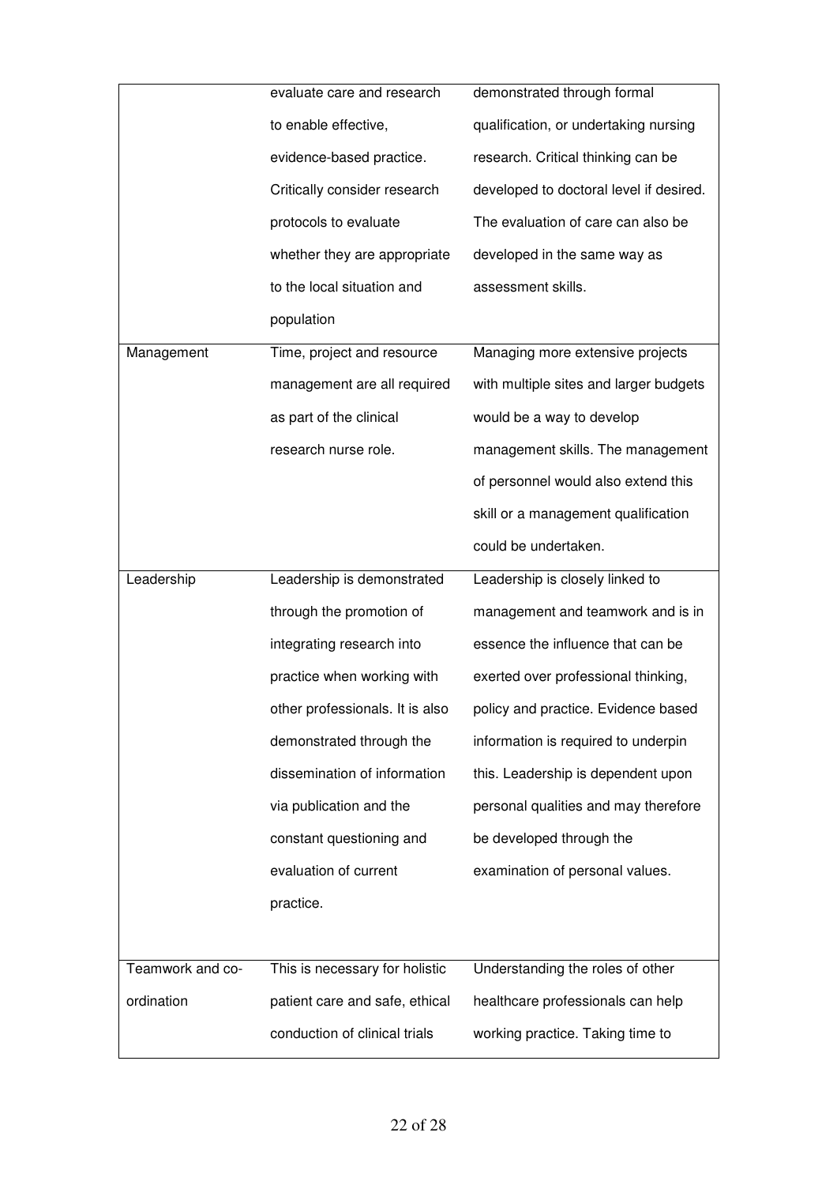| | | |
|---|---|---|
| | evaluate care and research to enable effective, evidence-based practice. Critically consider research protocols to evaluate whether they are appropriate to the local situation and population | demonstrated through formal qualification, or undertaking nursing research. Critical thinking can be developed to doctoral level if desired. The evaluation of care can also be developed in the same way as assessment skills. |
| Management | Time, project and resource management are all required as part of the clinical research nurse role. | Managing more extensive projects with multiple sites and larger budgets would be a way to develop management skills. The management of personnel would also extend this skill or a management qualification could be undertaken. |
| Leadership | Leadership is demonstrated through the promotion of integrating research into practice when working with other professionals. It is also demonstrated through the dissemination of information via publication and the constant questioning and evaluation of current practice. | Leadership is closely linked to management and teamwork and is in essence the influence that can be exerted over professional thinking, policy and practice. Evidence based information is required to underpin this. Leadership is dependent upon personal qualities and may therefore be developed through the examination of personal values. |
| Teamwork and co-ordination | This is necessary for holistic patient care and safe, ethical conduction of clinical trials | Understanding the roles of other healthcare professionals can help working practice. Taking time to |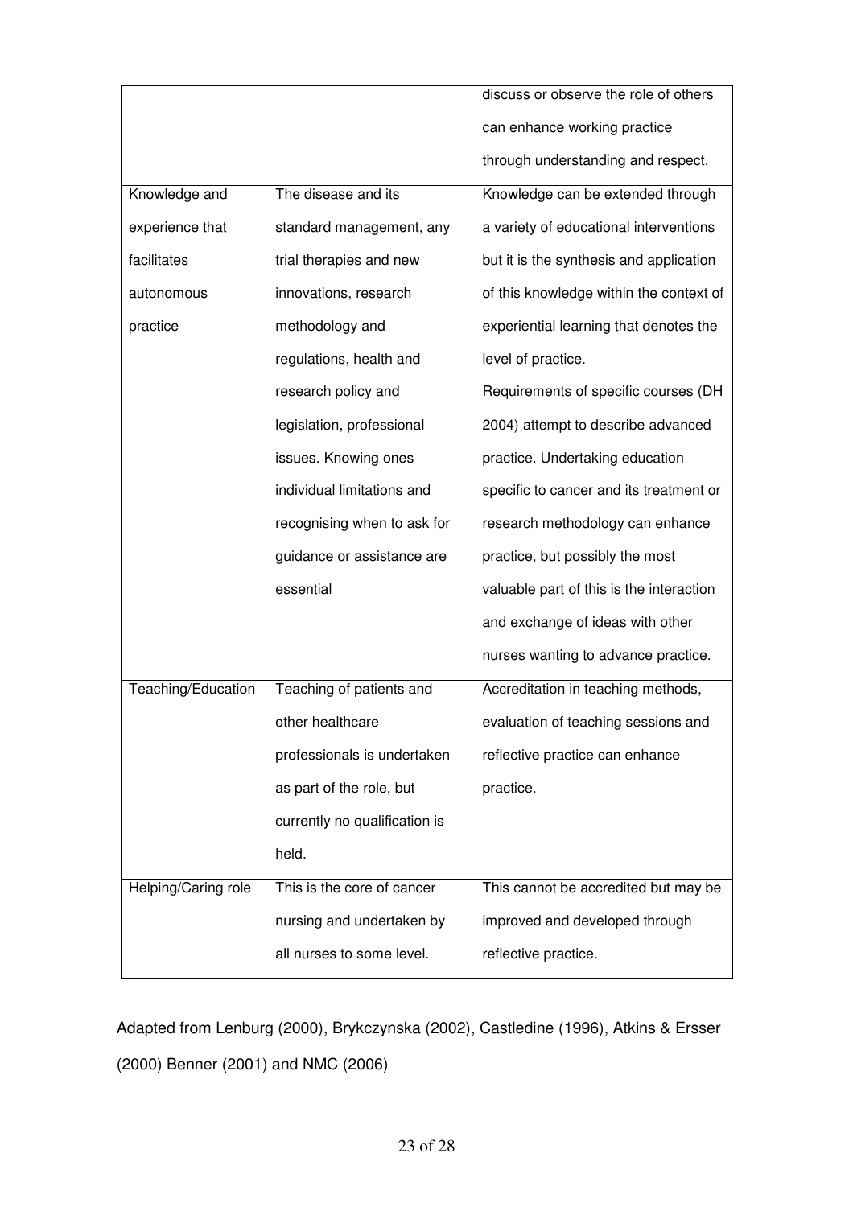| | | |
|---|---|---|
| | | discuss or observe the role of others can enhance working practice through understanding and respect. |
| Knowledge and experience that facilitates autonomous practice | The disease and its standard management, any trial therapies and new innovations, research methodology and regulations, health and research policy and legislation, professional issues. Knowing ones individual limitations and recognising when to ask for guidance or assistance are essential | Knowledge can be extended through a variety of educational interventions but it is the synthesis and application of this knowledge within the context of experiential learning that denotes the level of practice. Requirements of specific courses (DH 2004) attempt to describe advanced practice. Undertaking education specific to cancer and its treatment or research methodology can enhance practice, but possibly the most valuable part of this is the interaction and exchange of ideas with other nurses wanting to advance practice. |
| Teaching/Education | Teaching of patients and other healthcare professionals is undertaken as part of the role, but currently no qualification is held. | Accreditation in teaching methods, evaluation of teaching sessions and reflective practice can enhance practice. |
| Helping/Caring role | This is the core of cancer nursing and undertaken by all nurses to some level. | This cannot be accredited but may be improved and developed through reflective practice. |

Adapted from Lenburg (2000), Brykczynska (2002), Castledine (1996), Atkins & Ersser (2000) Benner (2001) and NMC (2006)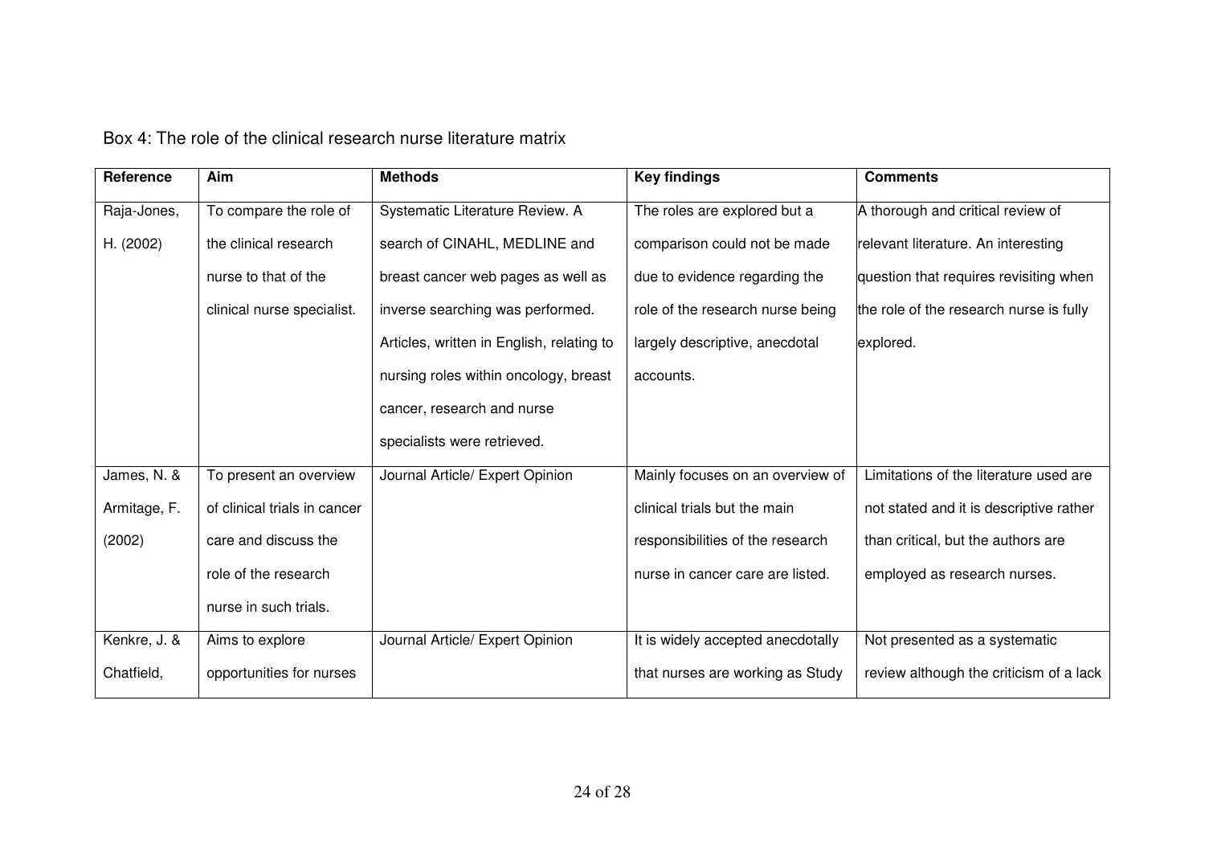Box 4: The role of the clinical research nurse literature matrix

| Reference | Aim | Methods | Key findings | Comments |
| --- | --- | --- | --- | --- |
| Raja-Jones, H. (2002) | To compare the role of the clinical research nurse to that of the clinical nurse specialist. | Systematic Literature Review. A search of CINAHL, MEDLINE and breast cancer web pages as well as inverse searching was performed. Articles, written in English, relating to nursing roles within oncology, breast cancer, research and nurse specialists were retrieved. | The roles are explored but a comparison could not be made due to evidence regarding the role of the research nurse being largely descriptive, anecdotal accounts. | A thorough and critical review of relevant literature. An interesting question that requires revisiting when the role of the research nurse is fully explored. |
| James, N. & Armitage, F. (2002) | To present an overview of clinical trials in cancer care and discuss the role of the research nurse in such trials. | Journal Article/ Expert Opinion | Mainly focuses on an overview of clinical trials but the main responsibilities of the research nurse in cancer care are listed. | Limitations of the literature used are not stated and it is descriptive rather than critical, but the authors are employed as research nurses. |
| Kenkre, J. & Chatfield, | Aims to explore opportunities for nurses | Journal Article/ Expert Opinion | It is widely accepted anecdotally that nurses are working as Study | Not presented as a systematic review although the criticism of a lack |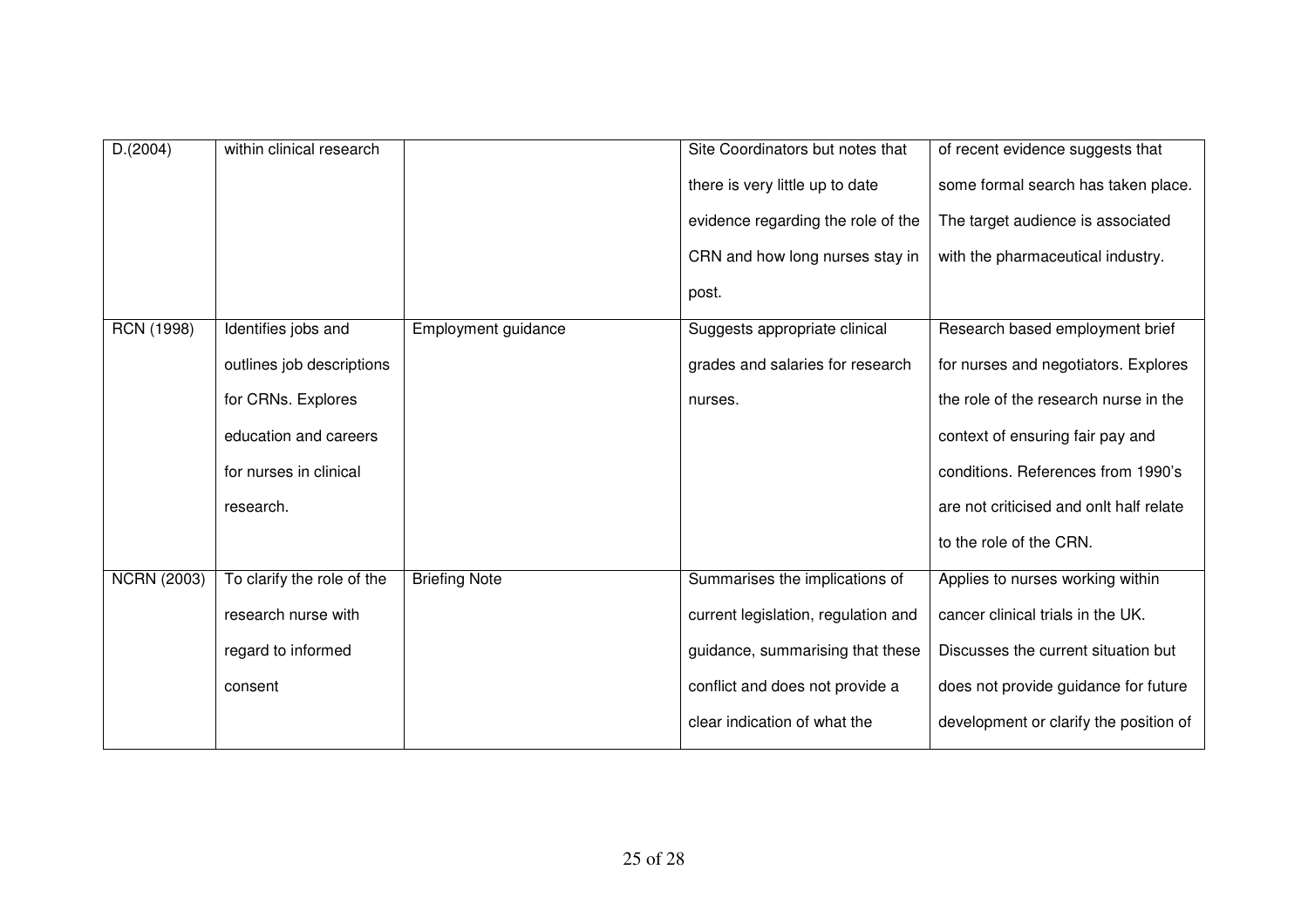| D.(2004) | within clinical research | | Site Coordinators but notes that there is very little up to date evidence regarding the role of the CRN and how long nurses stay in post. | of recent evidence suggests that some formal search has taken place. The target audience is associated with the pharmaceutical industry. |
|---|---|---|---|---|
| RCN (1998) | Identifies jobs and outlines job descriptions for CRNs. Explores education and careers for nurses in clinical research. | Employment guidance | Suggests appropriate clinical grades and salaries for research nurses. | Research based employment brief for nurses and negotiators. Explores the role of the research nurse in the context of ensuring fair pay and conditions. References from 1990's are not criticised and onlt half relate to the role of the CRN. |
| NCRN (2003) | To clarify the role of the research nurse with regard to informed consent | Briefing Note | Summarises the implications of current legislation, regulation and guidance, summarising that these conflict and does not provide a clear indication of what the | Applies to nurses working within cancer clinical trials in the UK. Discusses the current situation but does not provide guidance for future development or clarify the position of |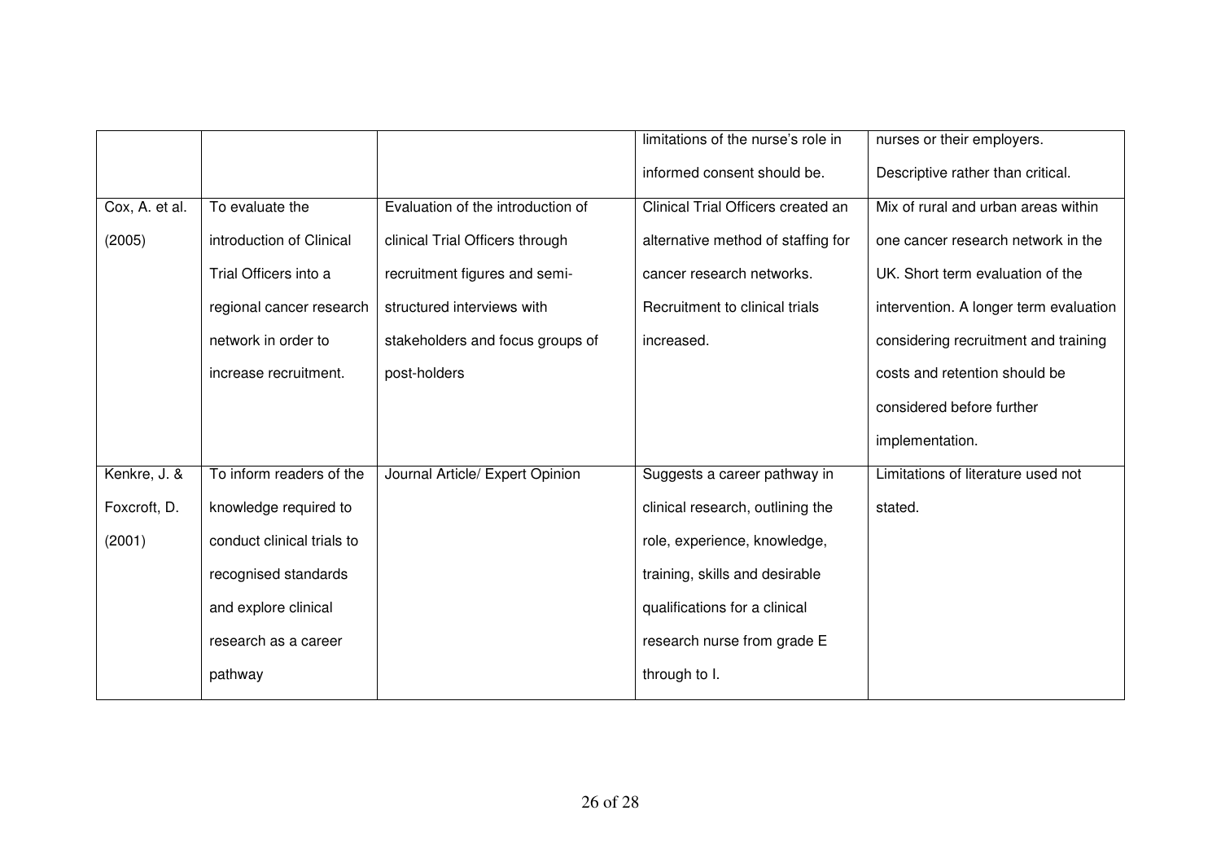| | | | | |
|---|---|---|---|---|
| | | | limitations of the nurse's role in informed consent should be. | nurses or their employers. Descriptive rather than critical. |
| Cox, A. et al. (2005) | To evaluate the introduction of Clinical Trial Officers into a regional cancer research network in order to increase recruitment. | Evaluation of the introduction of clinical Trial Officers through recruitment figures and semi-structured interviews with stakeholders and focus groups of post-holders | Clinical Trial Officers created an alternative method of staffing for cancer research networks. Recruitment to clinical trials increased. | Mix of rural and urban areas within one cancer research network in the UK. Short term evaluation of the intervention. A longer term evaluation considering recruitment and training costs and retention should be considered before further implementation. |
| Kenkre, J. & Foxcroft, D. (2001) | To inform readers of the knowledge required to conduct clinical trials to recognised standards and explore clinical research as a career pathway | Journal Article/ Expert Opinion | Suggests a career pathway in clinical research, outlining the role, experience, knowledge, training, skills and desirable qualifications for a clinical research nurse from grade E through to I. | Limitations of literature used not stated. |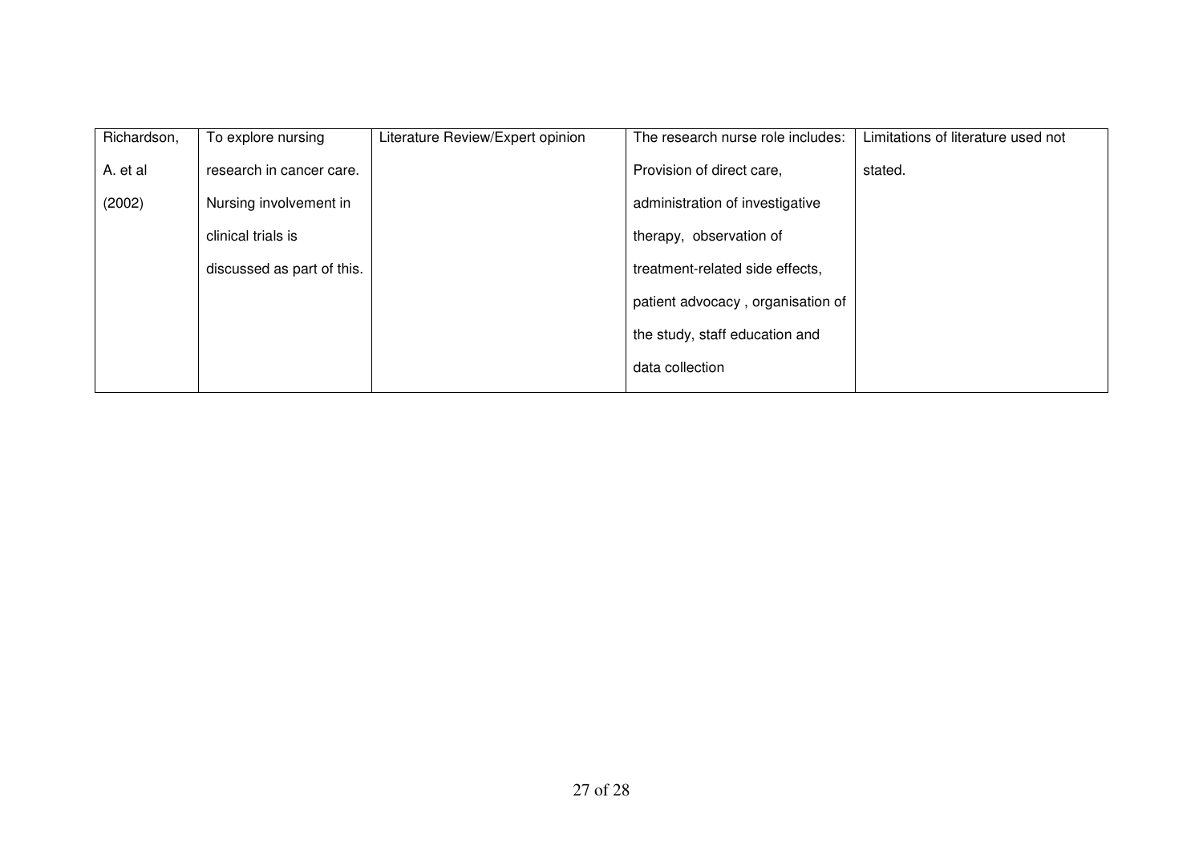| | | | | |
|---|---|---|---|---|
| Richardson, A. et al (2002) | To explore nursing research in cancer care. Nursing involvement in clinical trials is discussed as part of this. | Literature Review/Expert opinion | The research nurse role includes: Provision of direct care, administration of investigative therapy, observation of treatment-related side effects, patient advocacy , organisation of the study, staff education and data collection | Limitations of literature used not stated. |